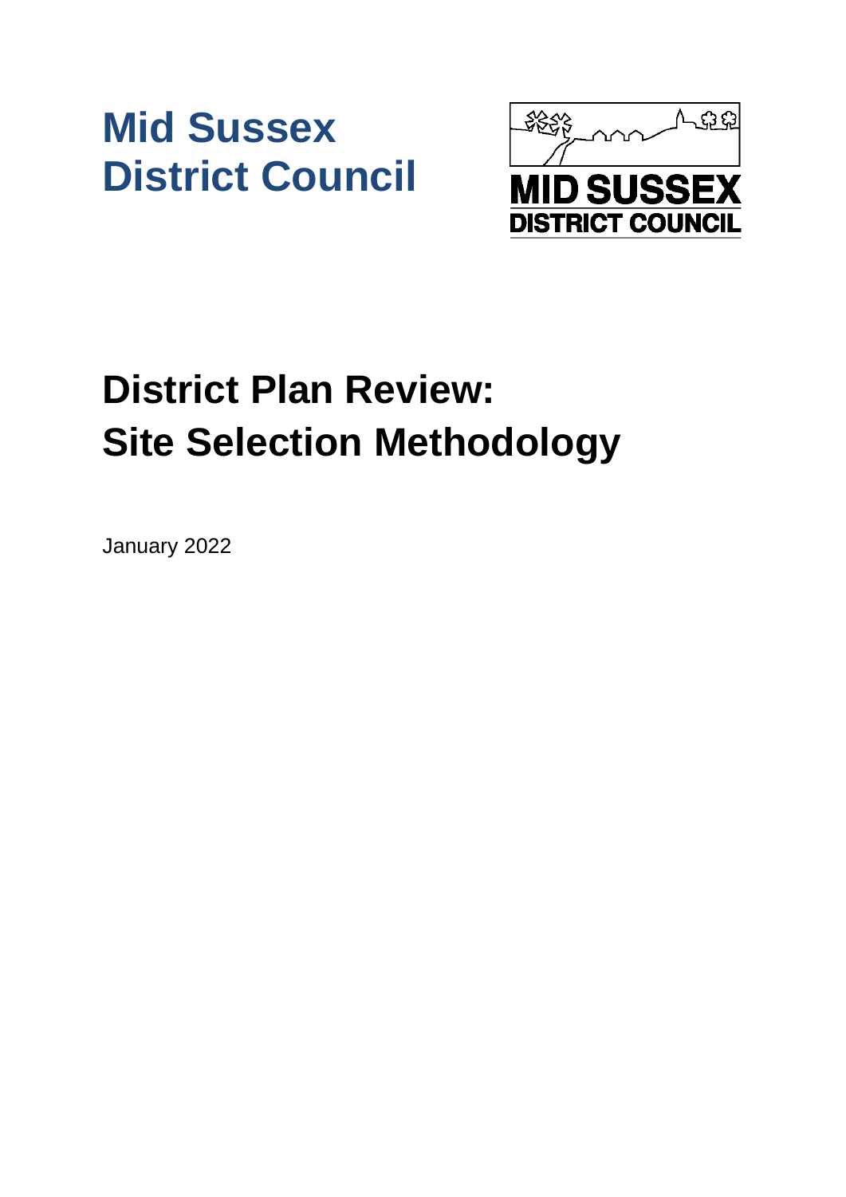# Mid Sussex District Council

# District Plan Review: Site Selection Methodology

January 2022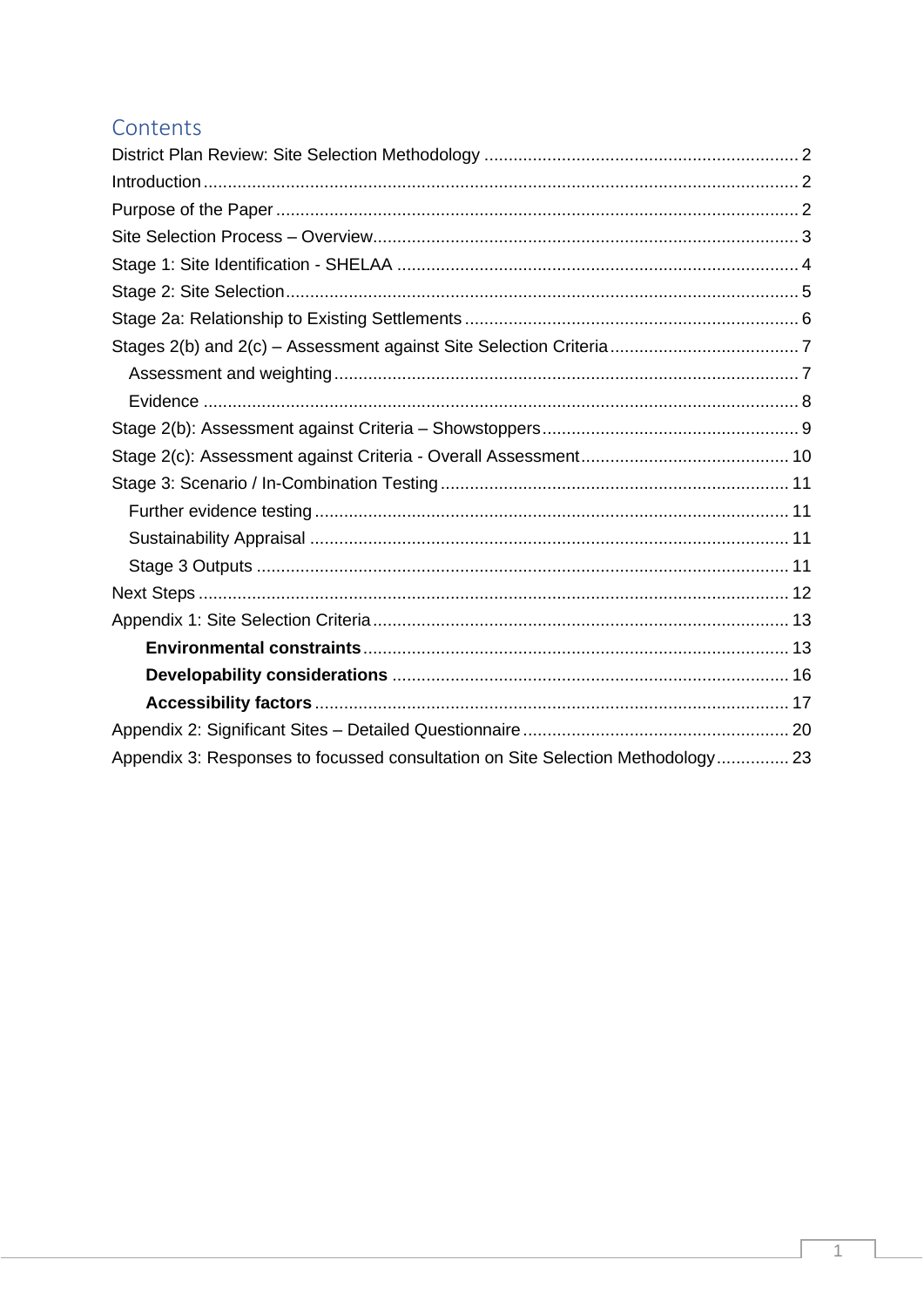## Contents

District Plan Review: Site Selection Methodology ... 2
Introduction ... 2
Purpose of the Paper ... 2
Site Selection Process – Overview ... 3
Stage 1: Site Identification - SHELAA ... 4
Stage 2: Site Selection ... 5
Stage 2a: Relationship to Existing Settlements ... 6
Stages 2(b) and 2(c) – Assessment against Site Selection Criteria ... 7
- Assessment and weighting ... 7
- Evidence ... 8

Stage 2(b): Assessment against Criteria – Showstoppers ... 9
Stage 2(c): Assessment against Criteria - Overall Assessment ... 10
Stage 3: Scenario / In-Combination Testing ... 11
- Further evidence testing ... 11
- Sustainability Appraisal ... 11
- Stage 3 Outputs ... 11

Next Steps ... 12
Appendix 1: Site Selection Criteria ... 13
- **Environmental constraints** ... 13
- **Developability considerations** ... 16
- **Accessibility factors** ... 17

Appendix 2: Significant Sites – Detailed Questionnaire ... 20
Appendix 3: Responses to focussed consultation on Site Selection Methodology ... 23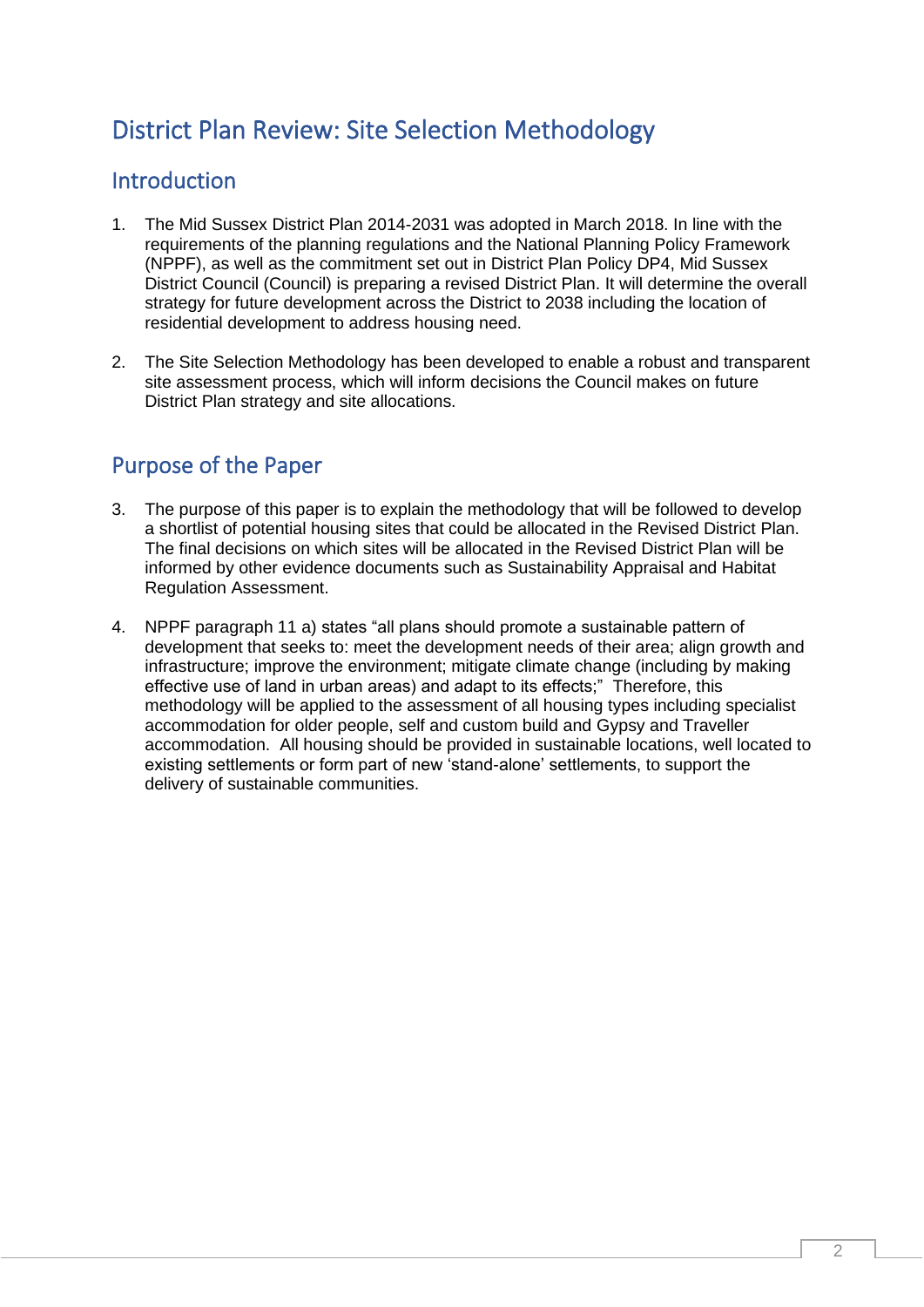# District Plan Review: Site Selection Methodology

## Introduction

1. The Mid Sussex District Plan 2014-2031 was adopted in March 2018. In line with the requirements of the planning regulations and the National Planning Policy Framework (NPPF), as well as the commitment set out in District Plan Policy DP4, Mid Sussex District Council (Council) is preparing a revised District Plan. It will determine the overall strategy for future development across the District to 2038 including the location of residential development to address housing need.

2. The Site Selection Methodology has been developed to enable a robust and transparent site assessment process, which will inform decisions the Council makes on future District Plan strategy and site allocations.

## Purpose of the Paper

3. The purpose of this paper is to explain the methodology that will be followed to develop a shortlist of potential housing sites that could be allocated in the Revised District Plan. The final decisions on which sites will be allocated in the Revised District Plan will be informed by other evidence documents such as Sustainability Appraisal and Habitat Regulation Assessment.

4. NPPF paragraph 11 a) states "all plans should promote a sustainable pattern of development that seeks to: meet the development needs of their area; align growth and infrastructure; improve the environment; mitigate climate change (including by making effective use of land in urban areas) and adapt to its effects;" Therefore, this methodology will be applied to the assessment of all housing types including specialist accommodation for older people, self and custom build and Gypsy and Traveller accommodation. All housing should be provided in sustainable locations, well located to existing settlements or form part of new 'stand-alone' settlements, to support the delivery of sustainable communities.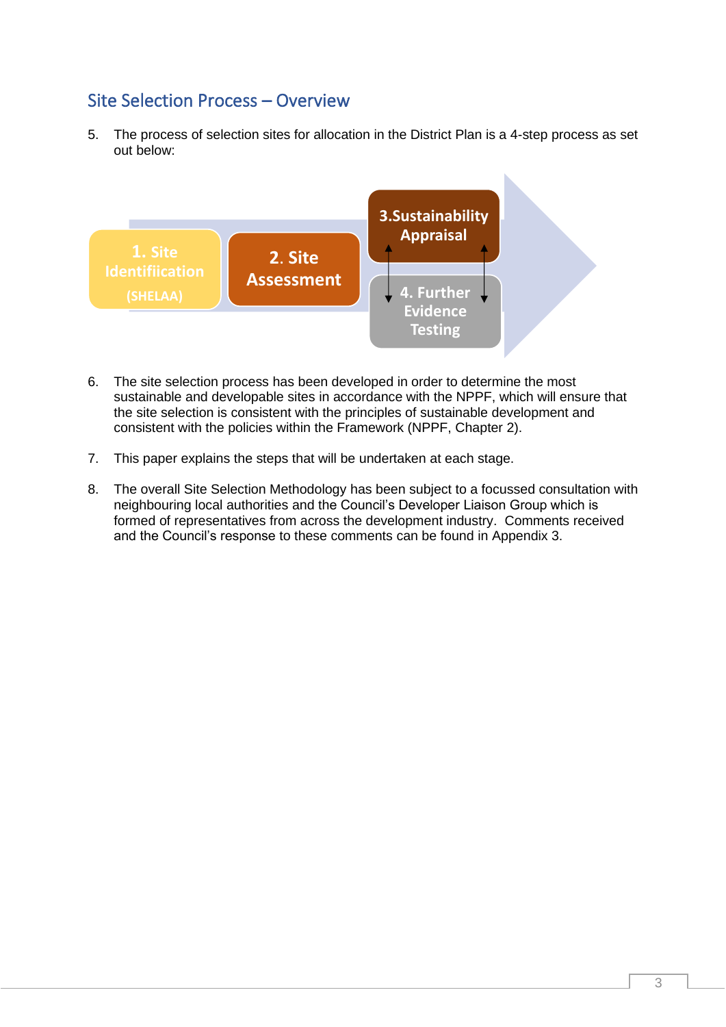## Site Selection Process – Overview

5. The process of selection sites for allocation in the District Plan is a 4-step process as set out below:

1. Site Identifiication (SHELAA)
2. Site Assessment
3. Sustainability Appraisal
4. Further Evidence Testing

6. The site selection process has been developed in order to determine the most sustainable and developable sites in accordance with the NPPF, which will ensure that the site selection is consistent with the principles of sustainable development and consistent with the policies within the Framework (NPPF, Chapter 2).

7. This paper explains the steps that will be undertaken at each stage.

8. The overall Site Selection Methodology has been subject to a focussed consultation with neighbouring local authorities and the Council's Developer Liaison Group which is formed of representatives from across the development industry. Comments received and the Council's response to these comments can be found in Appendix 3.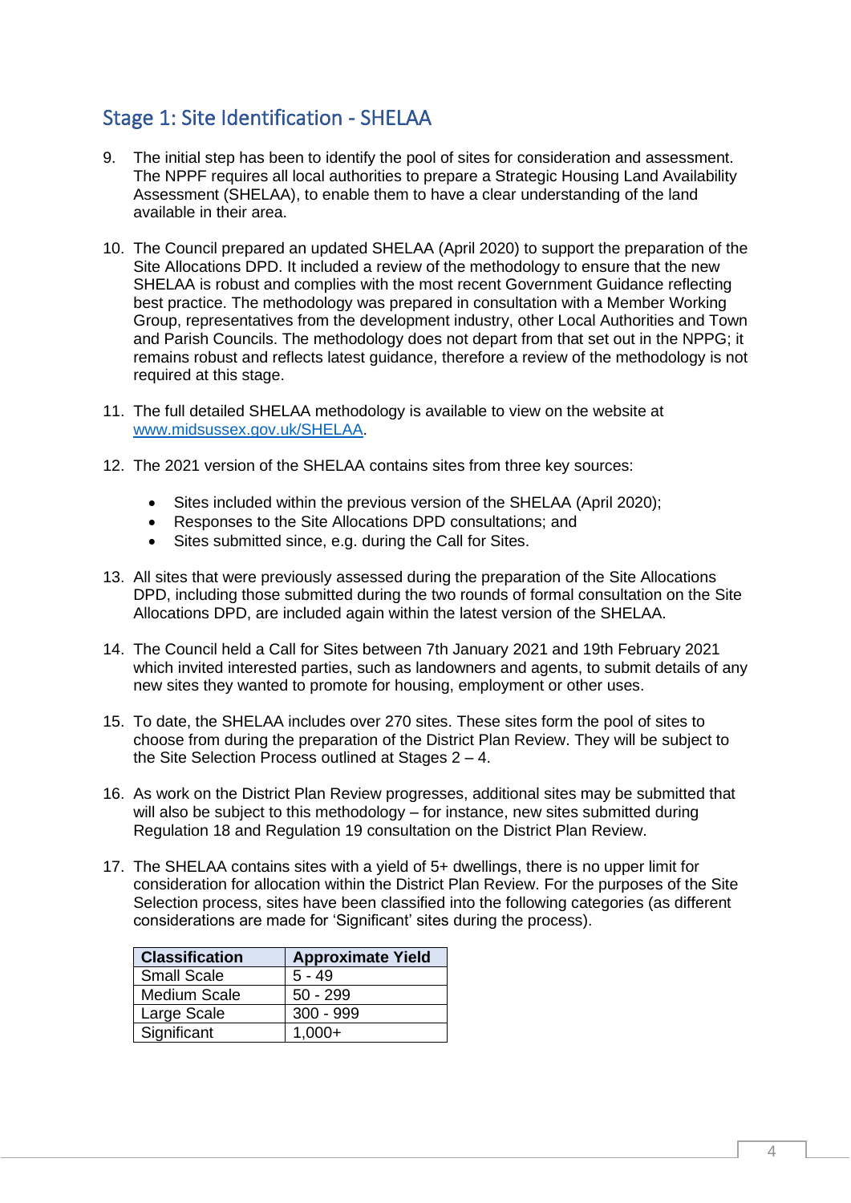## Stage 1: Site Identification - SHELAA

9. The initial step has been to identify the pool of sites for consideration and assessment. The NPPF requires all local authorities to prepare a Strategic Housing Land Availability Assessment (SHELAA), to enable them to have a clear understanding of the land available in their area.

10. The Council prepared an updated SHELAA (April 2020) to support the preparation of the Site Allocations DPD. It included a review of the methodology to ensure that the new SHELAA is robust and complies with the most recent Government Guidance reflecting best practice. The methodology was prepared in consultation with a Member Working Group, representatives from the development industry, other Local Authorities and Town and Parish Councils. The methodology does not depart from that set out in the NPPG; it remains robust and reflects latest guidance, therefore a review of the methodology is not required at this stage.

11. The full detailed SHELAA methodology is available to view on the website at [www.midsussex.gov.uk/SHELAA](http://www.midsussex.gov.uk/SHELAA).

12. The 2021 version of the SHELAA contains sites from three key sources:

    - Sites included within the previous version of the SHELAA (April 2020);
    - Responses to the Site Allocations DPD consultations; and
    - Sites submitted since, e.g. during the Call for Sites.

13. All sites that were previously assessed during the preparation of the Site Allocations DPD, including those submitted during the two rounds of formal consultation on the Site Allocations DPD, are included again within the latest version of the SHELAA.

14. The Council held a Call for Sites between 7th January 2021 and 19th February 2021 which invited interested parties, such as landowners and agents, to submit details of any new sites they wanted to promote for housing, employment or other uses.

15. To date, the SHELAA includes over 270 sites. These sites form the pool of sites to choose from during the preparation of the District Plan Review. They will be subject to the Site Selection Process outlined at Stages 2 – 4.

16. As work on the District Plan Review progresses, additional sites may be submitted that will also be subject to this methodology – for instance, new sites submitted during Regulation 18 and Regulation 19 consultation on the District Plan Review.

17. The SHELAA contains sites with a yield of 5+ dwellings, there is no upper limit for consideration for allocation within the District Plan Review. For the purposes of the Site Selection process, sites have been classified into the following categories (as different considerations are made for 'Significant' sites during the process).

| Classification | Approximate Yield |
|---|---|
| Small Scale | 5 - 49 |
| Medium Scale | 50 - 299 |
| Large Scale | 300 - 999 |
| Significant | 1,000+ |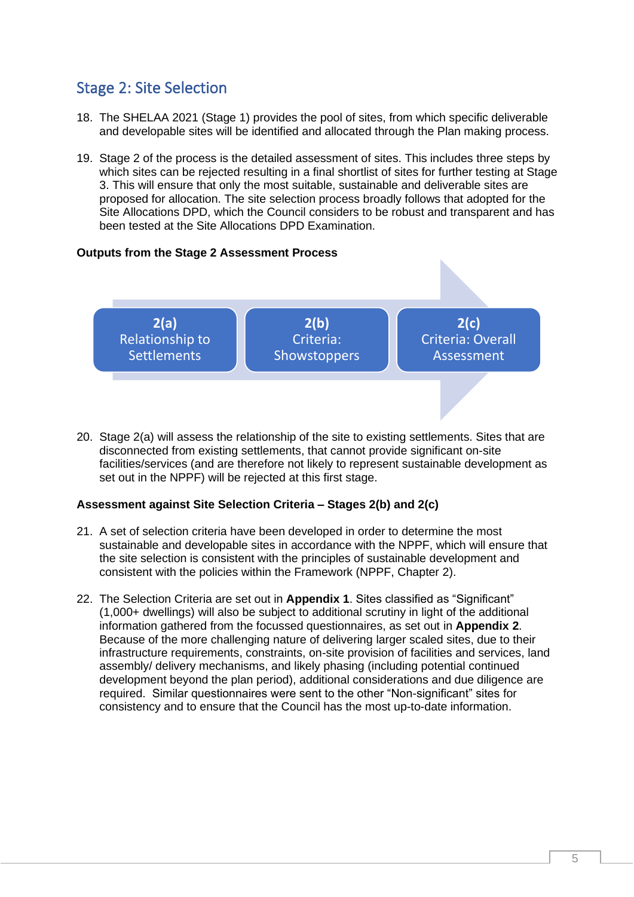## Stage 2: Site Selection

18. The SHELAA 2021 (Stage 1) provides the pool of sites, from which specific deliverable and developable sites will be identified and allocated through the Plan making process.

19. Stage 2 of the process is the detailed assessment of sites. This includes three steps by which sites can be rejected resulting in a final shortlist of sites for further testing at Stage 3. This will ensure that only the most suitable, sustainable and deliverable sites are proposed for allocation. The site selection process broadly follows that adopted for the Site Allocations DPD, which the Council considers to be robust and transparent and has been tested at the Site Allocations DPD Examination.

**Outputs from the Stage 2 Assessment Process**

**2(a)** Relationship to Settlements → **2(b)** Criteria: Showstoppers → **2(c)** Criteria: Overall Assessment

20. Stage 2(a) will assess the relationship of the site to existing settlements. Sites that are disconnected from existing settlements, that cannot provide significant on-site facilities/services (and are therefore not likely to represent sustainable development as set out in the NPPF) will be rejected at this first stage.

**Assessment against Site Selection Criteria – Stages 2(b) and 2(c)**

21. A set of selection criteria have been developed in order to determine the most sustainable and developable sites in accordance with the NPPF, which will ensure that the site selection is consistent with the principles of sustainable development and consistent with the policies within the Framework (NPPF, Chapter 2).

22. The Selection Criteria are set out in **Appendix 1**. Sites classified as "Significant" (1,000+ dwellings) will also be subject to additional scrutiny in light of the additional information gathered from the focussed questionnaires, as set out in **Appendix 2**. Because of the more challenging nature of delivering larger scaled sites, due to their infrastructure requirements, constraints, on-site provision of facilities and services, land assembly/ delivery mechanisms, and likely phasing (including potential continued development beyond the plan period), additional considerations and due diligence are required. Similar questionnaires were sent to the other "Non-significant" sites for consistency and to ensure that the Council has the most up-to-date information.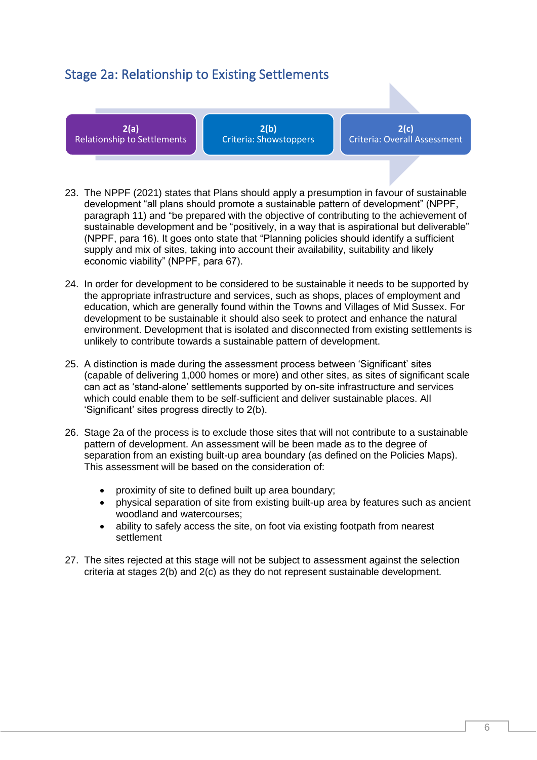## Stage 2a: Relationship to Existing Settlements

**2(a)** Relationship to Settlements → **2(b)** Criteria: Showstoppers → **2(c)** Criteria: Overall Assessment

23. The NPPF (2021) states that Plans should apply a presumption in favour of sustainable development "all plans should promote a sustainable pattern of development" (NPPF, paragraph 11) and "be prepared with the objective of contributing to the achievement of sustainable development and be "positively, in a way that is aspirational but deliverable" (NPPF, para 16). It goes onto state that "Planning policies should identify a sufficient supply and mix of sites, taking into account their availability, suitability and likely economic viability" (NPPF, para 67).

24. In order for development to be considered to be sustainable it needs to be supported by the appropriate infrastructure and services, such as shops, places of employment and education, which are generally found within the Towns and Villages of Mid Sussex. For development to be sustainable it should also seek to protect and enhance the natural environment. Development that is isolated and disconnected from existing settlements is unlikely to contribute towards a sustainable pattern of development.

25. A distinction is made during the assessment process between 'Significant' sites (capable of delivering 1,000 homes or more) and other sites, as sites of significant scale can act as 'stand-alone' settlements supported by on-site infrastructure and services which could enable them to be self-sufficient and deliver sustainable places. All 'Significant' sites progress directly to 2(b).

26. Stage 2a of the process is to exclude those sites that will not contribute to a sustainable pattern of development. An assessment will be been made as to the degree of separation from an existing built-up area boundary (as defined on the Policies Maps). This assessment will be based on the consideration of:

    - proximity of site to defined built up area boundary;
    - physical separation of site from existing built-up area by features such as ancient woodland and watercourses;
    - ability to safely access the site, on foot via existing footpath from nearest settlement

27. The sites rejected at this stage will not be subject to assessment against the selection criteria at stages 2(b) and 2(c) as they do not represent sustainable development.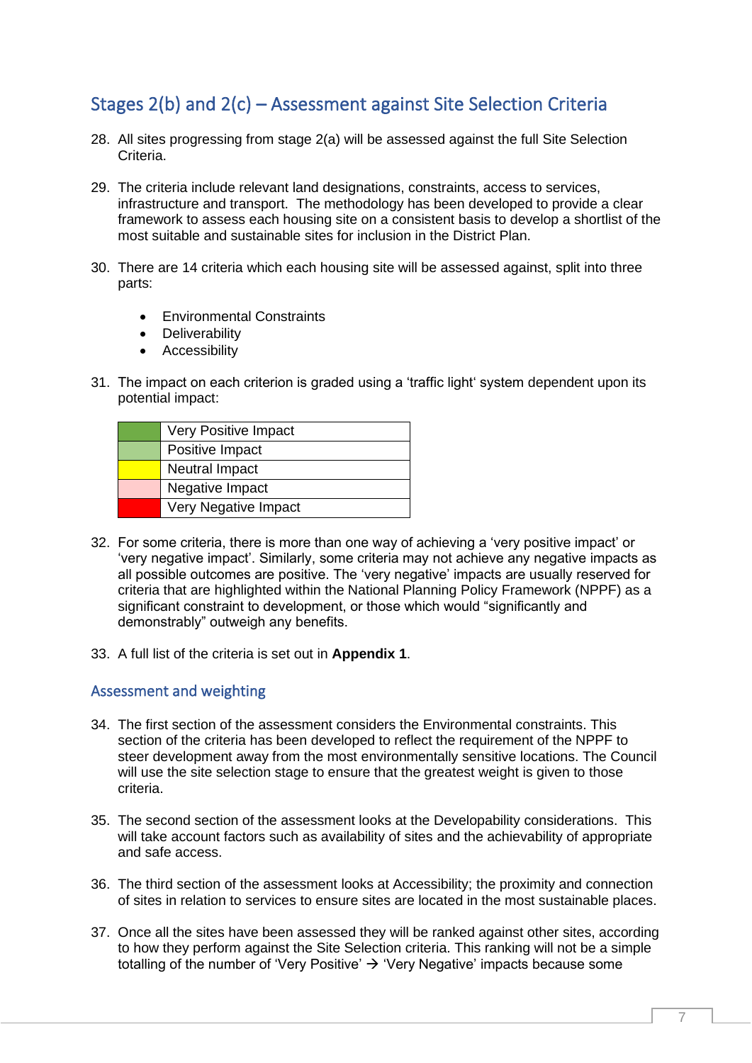## Stages 2(b) and 2(c) – Assessment against Site Selection Criteria

28. All sites progressing from stage 2(a) will be assessed against the full Site Selection Criteria.

29. The criteria include relevant land designations, constraints, access to services, infrastructure and transport. The methodology has been developed to provide a clear framework to assess each housing site on a consistent basis to develop a shortlist of the most suitable and sustainable sites for inclusion in the District Plan.

30. There are 14 criteria which each housing site will be assessed against, split into three parts:

    - Environmental Constraints
    - Deliverability
    - Accessibility

31. The impact on each criterion is graded using a 'traffic light' system dependent upon its potential impact:

| Colour | Impact |
|---|---|
| (dark green) | Very Positive Impact |
| (light green) | Positive Impact |
| (yellow) | Neutral Impact |
| (pink) | Negative Impact |
| (red) | Very Negative Impact |

32. For some criteria, there is more than one way of achieving a 'very positive impact' or 'very negative impact'. Similarly, some criteria may not achieve any negative impacts as all possible outcomes are positive. The 'very negative' impacts are usually reserved for criteria that are highlighted within the National Planning Policy Framework (NPPF) as a significant constraint to development, or those which would "significantly and demonstrably" outweigh any benefits.

33. A full list of the criteria is set out in **Appendix 1**.

### Assessment and weighting

34. The first section of the assessment considers the Environmental constraints. This section of the criteria has been developed to reflect the requirement of the NPPF to steer development away from the most environmentally sensitive locations. The Council will use the site selection stage to ensure that the greatest weight is given to those criteria.

35. The second section of the assessment looks at the Developability considerations. This will take account factors such as availability of sites and the achievability of appropriate and safe access.

36. The third section of the assessment looks at Accessibility; the proximity and connection of sites in relation to services to ensure sites are located in the most sustainable places.

37. Once all the sites have been assessed they will be ranked against other sites, according to how they perform against the Site Selection criteria. This ranking will not be a simple totalling of the number of 'Very Positive' → 'Very Negative' impacts because some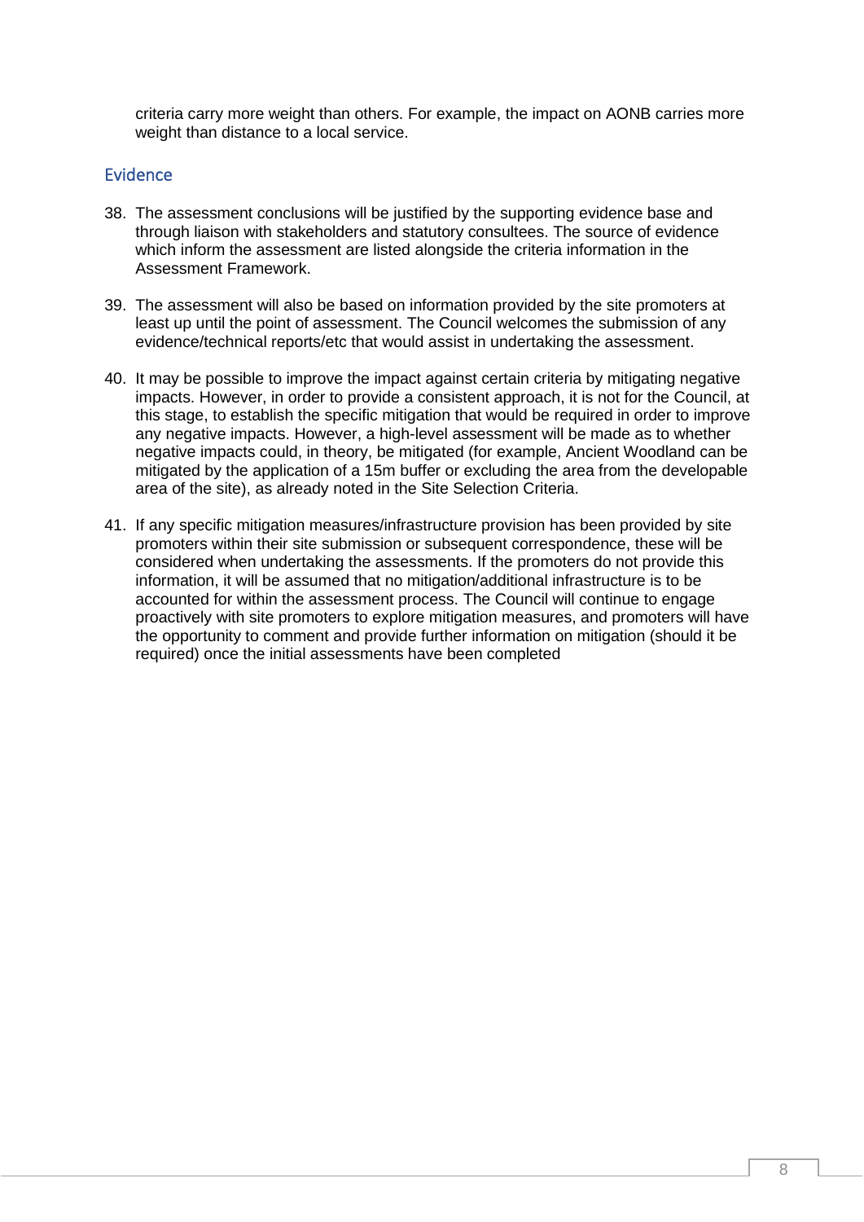criteria carry more weight than others. For example, the impact on AONB carries more weight than distance to a local service.

## Evidence

38. The assessment conclusions will be justified by the supporting evidence base and through liaison with stakeholders and statutory consultees. The source of evidence which inform the assessment are listed alongside the criteria information in the Assessment Framework.

39. The assessment will also be based on information provided by the site promoters at least up until the point of assessment. The Council welcomes the submission of any evidence/technical reports/etc that would assist in undertaking the assessment.

40. It may be possible to improve the impact against certain criteria by mitigating negative impacts. However, in order to provide a consistent approach, it is not for the Council, at this stage, to establish the specific mitigation that would be required in order to improve any negative impacts. However, a high-level assessment will be made as to whether negative impacts could, in theory, be mitigated (for example, Ancient Woodland can be mitigated by the application of a 15m buffer or excluding the area from the developable area of the site), as already noted in the Site Selection Criteria.

41. If any specific mitigation measures/infrastructure provision has been provided by site promoters within their site submission or subsequent correspondence, these will be considered when undertaking the assessments. If the promoters do not provide this information, it will be assumed that no mitigation/additional infrastructure is to be accounted for within the assessment process. The Council will continue to engage proactively with site promoters to explore mitigation measures, and promoters will have the opportunity to comment and provide further information on mitigation (should it be required) once the initial assessments have been completed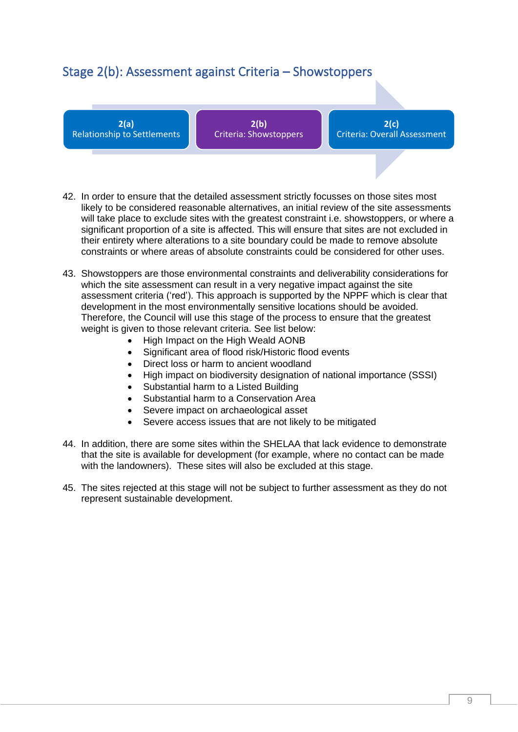## Stage 2(b): Assessment against Criteria – Showstoppers

**2(a)** Relationship to Settlements → **2(b)** Criteria: Showstoppers → **2(c)** Criteria: Overall Assessment

42. In order to ensure that the detailed assessment strictly focusses on those sites most likely to be considered reasonable alternatives, an initial review of the site assessments will take place to exclude sites with the greatest constraint i.e. showstoppers, or where a significant proportion of a site is affected. This will ensure that sites are not excluded in their entirety where alterations to a site boundary could be made to remove absolute constraints or where areas of absolute constraints could be considered for other uses.

43. Showstoppers are those environmental constraints and deliverability considerations for which the site assessment can result in a very negative impact against the site assessment criteria ('red'). This approach is supported by the NPPF which is clear that development in the most environmentally sensitive locations should be avoided. Therefore, the Council will use this stage of the process to ensure that the greatest weight is given to those relevant criteria. See list below:
    - High Impact on the High Weald AONB
    - Significant area of flood risk/Historic flood events
    - Direct loss or harm to ancient woodland
    - High impact on biodiversity designation of national importance (SSSI)
    - Substantial harm to a Listed Building
    - Substantial harm to a Conservation Area
    - Severe impact on archaeological asset
    - Severe access issues that are not likely to be mitigated

44. In addition, there are some sites within the SHELAA that lack evidence to demonstrate that the site is available for development (for example, where no contact can be made with the landowners). These sites will also be excluded at this stage.

45. The sites rejected at this stage will not be subject to further assessment as they do not represent sustainable development.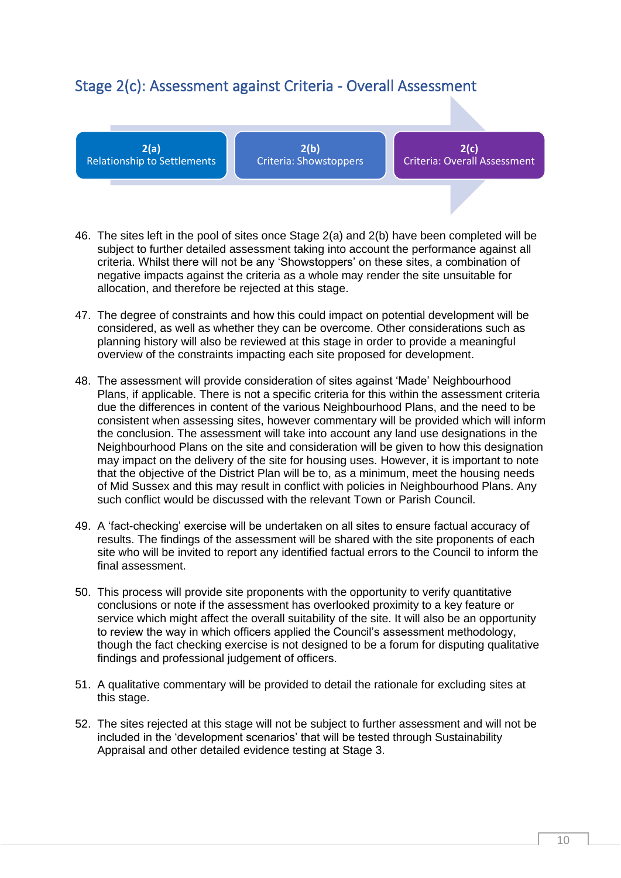## Stage 2(c): Assessment against Criteria - Overall Assessment

**2(a)** Relationship to Settlements → **2(b)** Criteria: Showstoppers → **2(c)** Criteria: Overall Assessment

46. The sites left in the pool of sites once Stage 2(a) and 2(b) have been completed will be subject to further detailed assessment taking into account the performance against all criteria. Whilst there will not be any 'Showstoppers' on these sites, a combination of negative impacts against the criteria as a whole may render the site unsuitable for allocation, and therefore be rejected at this stage.

47. The degree of constraints and how this could impact on potential development will be considered, as well as whether they can be overcome. Other considerations such as planning history will also be reviewed at this stage in order to provide a meaningful overview of the constraints impacting each site proposed for development.

48. The assessment will provide consideration of sites against 'Made' Neighbourhood Plans, if applicable. There is not a specific criteria for this within the assessment criteria due the differences in content of the various Neighbourhood Plans, and the need to be consistent when assessing sites, however commentary will be provided which will inform the conclusion. The assessment will take into account any land use designations in the Neighbourhood Plans on the site and consideration will be given to how this designation may impact on the delivery of the site for housing uses. However, it is important to note that the objective of the District Plan will be to, as a minimum, meet the housing needs of Mid Sussex and this may result in conflict with policies in Neighbourhood Plans. Any such conflict would be discussed with the relevant Town or Parish Council.

49. A 'fact-checking' exercise will be undertaken on all sites to ensure factual accuracy of results. The findings of the assessment will be shared with the site proponents of each site who will be invited to report any identified factual errors to the Council to inform the final assessment.

50. This process will provide site proponents with the opportunity to verify quantitative conclusions or note if the assessment has overlooked proximity to a key feature or service which might affect the overall suitability of the site. It will also be an opportunity to review the way in which officers applied the Council's assessment methodology, though the fact checking exercise is not designed to be a forum for disputing qualitative findings and professional judgement of officers.

51. A qualitative commentary will be provided to detail the rationale for excluding sites at this stage.

52. The sites rejected at this stage will not be subject to further assessment and will not be included in the 'development scenarios' that will be tested through Sustainability Appraisal and other detailed evidence testing at Stage 3.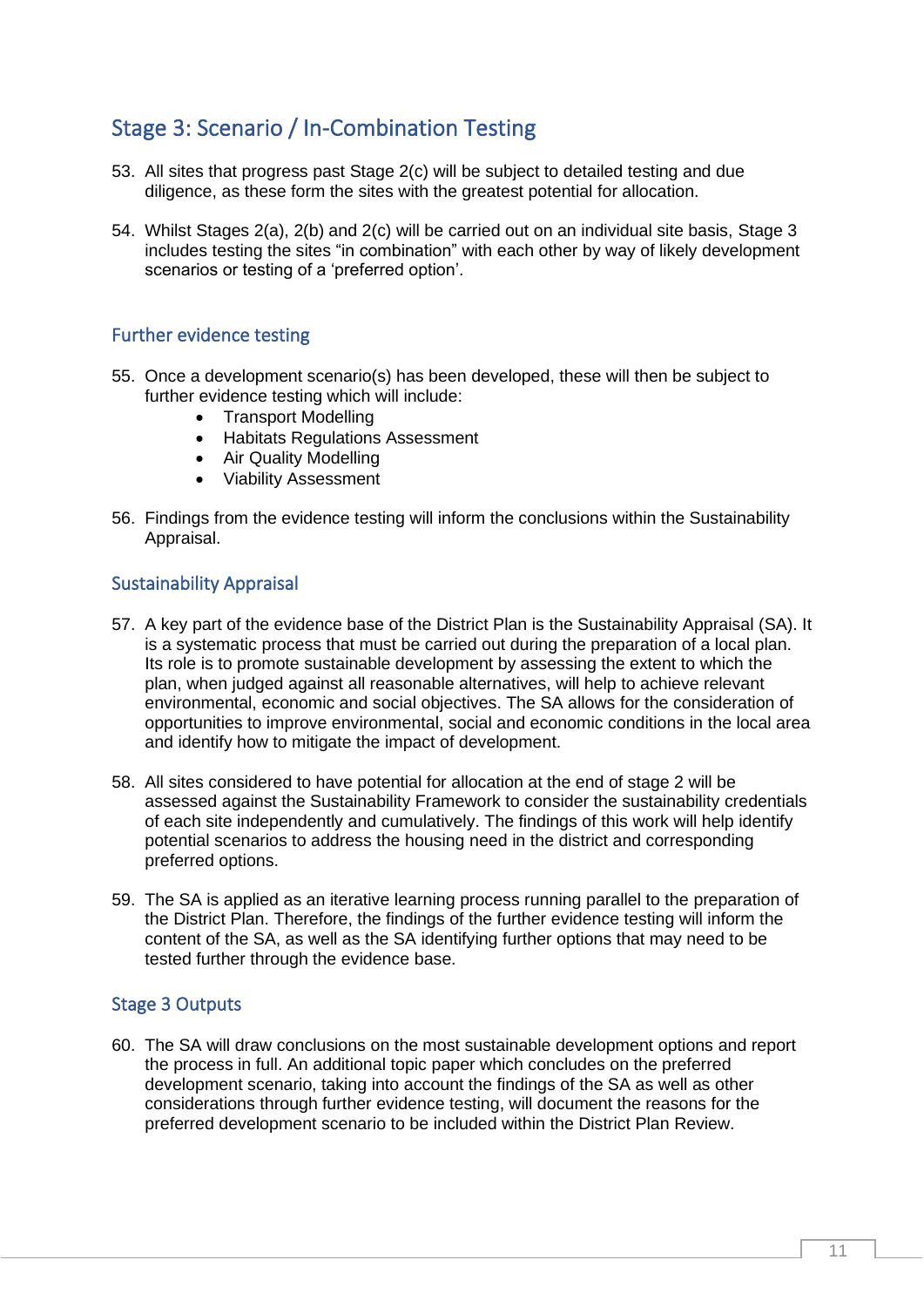## Stage 3: Scenario / In-Combination Testing

53. All sites that progress past Stage 2(c) will be subject to detailed testing and due diligence, as these form the sites with the greatest potential for allocation.

54. Whilst Stages 2(a), 2(b) and 2(c) will be carried out on an individual site basis, Stage 3 includes testing the sites "in combination" with each other by way of likely development scenarios or testing of a 'preferred option'.

### Further evidence testing

55. Once a development scenario(s) has been developed, these will then be subject to further evidence testing which will include:
    - Transport Modelling
    - Habitats Regulations Assessment
    - Air Quality Modelling
    - Viability Assessment

56. Findings from the evidence testing will inform the conclusions within the Sustainability Appraisal.

### Sustainability Appraisal

57. A key part of the evidence base of the District Plan is the Sustainability Appraisal (SA). It is a systematic process that must be carried out during the preparation of a local plan. Its role is to promote sustainable development by assessing the extent to which the plan, when judged against all reasonable alternatives, will help to achieve relevant environmental, economic and social objectives. The SA allows for the consideration of opportunities to improve environmental, social and economic conditions in the local area and identify how to mitigate the impact of development.

58. All sites considered to have potential for allocation at the end of stage 2 will be assessed against the Sustainability Framework to consider the sustainability credentials of each site independently and cumulatively. The findings of this work will help identify potential scenarios to address the housing need in the district and corresponding preferred options.

59. The SA is applied as an iterative learning process running parallel to the preparation of the District Plan. Therefore, the findings of the further evidence testing will inform the content of the SA, as well as the SA identifying further options that may need to be tested further through the evidence base.

### Stage 3 Outputs

60. The SA will draw conclusions on the most sustainable development options and report the process in full. An additional topic paper which concludes on the preferred development scenario, taking into account the findings of the SA as well as other considerations through further evidence testing, will document the reasons for the preferred development scenario to be included within the District Plan Review.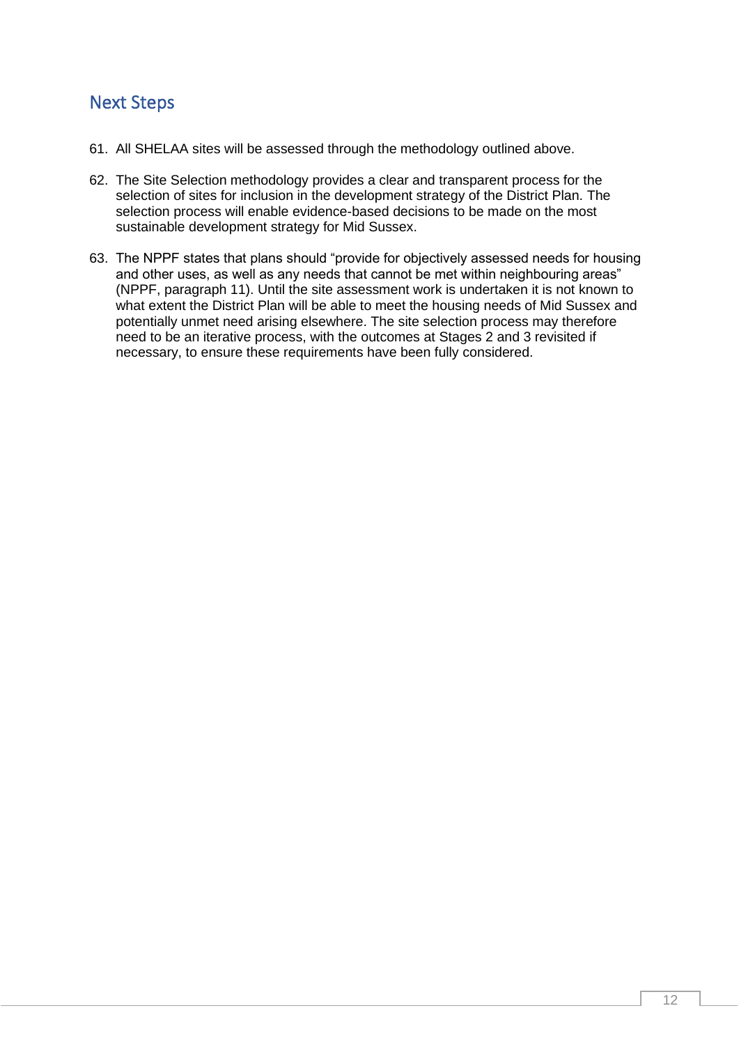## Next Steps

61. All SHELAA sites will be assessed through the methodology outlined above.

62. The Site Selection methodology provides a clear and transparent process for the selection of sites for inclusion in the development strategy of the District Plan. The selection process will enable evidence-based decisions to be made on the most sustainable development strategy for Mid Sussex.

63. The NPPF states that plans should "provide for objectively assessed needs for housing and other uses, as well as any needs that cannot be met within neighbouring areas" (NPPF, paragraph 11). Until the site assessment work is undertaken it is not known to what extent the District Plan will be able to meet the housing needs of Mid Sussex and potentially unmet need arising elsewhere. The site selection process may therefore need to be an iterative process, with the outcomes at Stages 2 and 3 revisited if necessary, to ensure these requirements have been fully considered.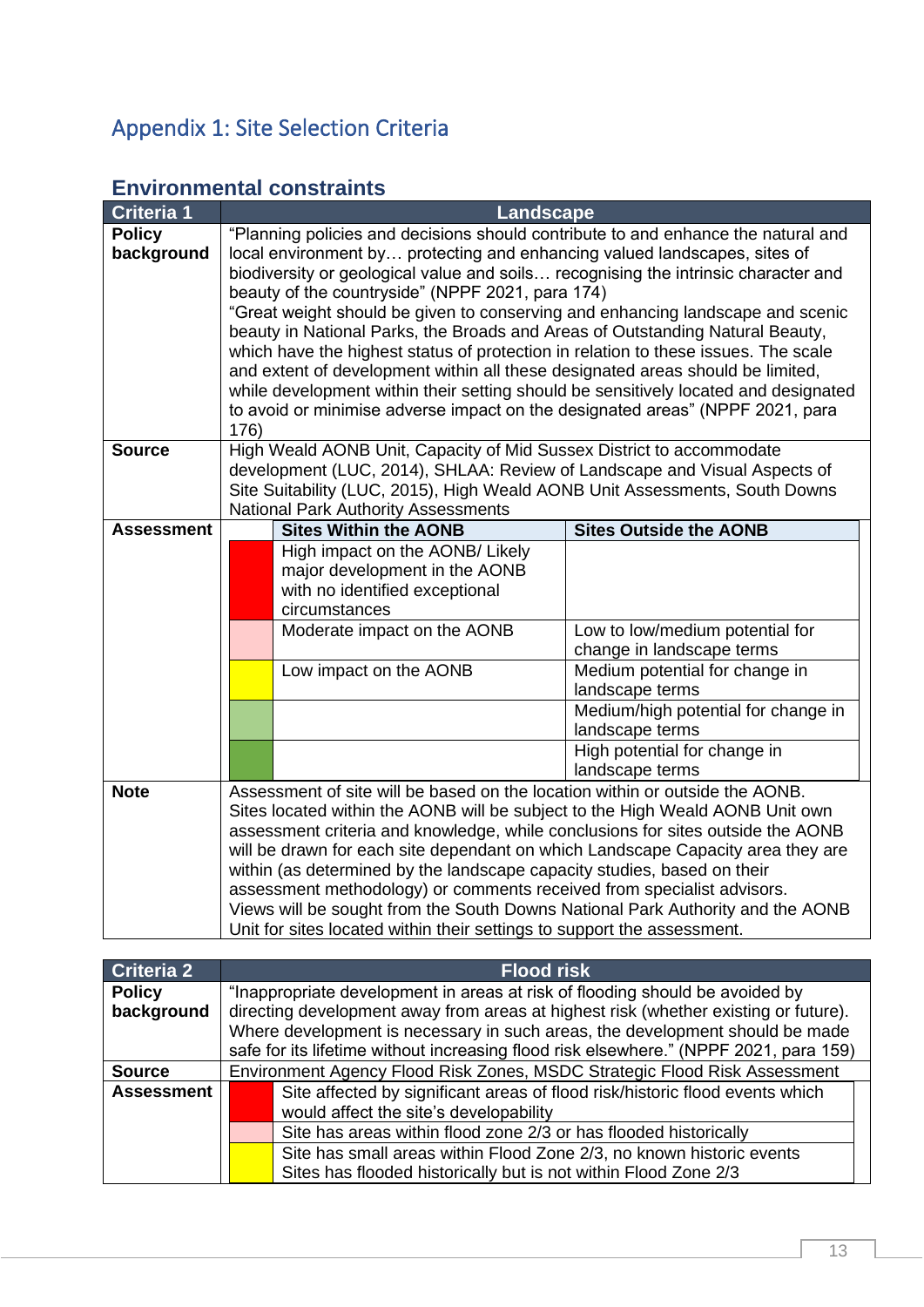# Appendix 1: Site Selection Criteria

## Environmental constraints

| Criteria 1 | Landscape | | |
|---|---|---|---|
| **Policy background** | "Planning policies and decisions should contribute to and enhance the natural and local environment by… protecting and enhancing valued landscapes, sites of biodiversity or geological value and soils… recognising the intrinsic character and beauty of the countryside" (NPPF 2021, para 174)<br>"Great weight should be given to conserving and enhancing landscape and scenic beauty in National Parks, the Broads and Areas of Outstanding Natural Beauty, which have the highest status of protection in relation to these issues. The scale and extent of development within all these designated areas should be limited, while development within their setting should be sensitively located and designated to avoid or minimise adverse impact on the designated areas" (NPPF 2021, para 176) | | |
| **Source** | High Weald AONB Unit, Capacity of Mid Sussex District to accommodate development (LUC, 2014), SHLAA: Review of Landscape and Visual Aspects of Site Suitability (LUC, 2015), High Weald AONB Unit Assessments, South Downs National Park Authority Assessments | | |
| **Assessment** | | **Sites Within the AONB** | **Sites Outside the AONB** |
| | Red | High impact on the AONB/ Likely major development in the AONB with no identified exceptional circumstances | |
| | Pink | Moderate impact on the AONB | Low to low/medium potential for change in landscape terms |
| | Yellow | Low impact on the AONB | Medium potential for change in landscape terms |
| | Light green | | Medium/high potential for change in landscape terms |
| | Dark green | | High potential for change in landscape terms |
| **Note** | Assessment of site will be based on the location within or outside the AONB. Sites located within the AONB will be subject to the High Weald AONB Unit own assessment criteria and knowledge, while conclusions for sites outside the AONB will be drawn for each site dependant on which Landscape Capacity area they are within (as determined by the landscape capacity studies, based on their assessment methodology) or comments received from specialist advisors. Views will be sought from the South Downs National Park Authority and the AONB Unit for sites located within their settings to support the assessment. | | |

| Criteria 2 | Flood risk | |
|---|---|---|
| **Policy background** | "Inappropriate development in areas at risk of flooding should be avoided by directing development away from areas at highest risk (whether existing or future). Where development is necessary in such areas, the development should be made safe for its lifetime without increasing flood risk elsewhere." (NPPF 2021, para 159) | |
| **Source** | Environment Agency Flood Risk Zones, MSDC Strategic Flood Risk Assessment | |
| **Assessment** | Red | Site affected by significant areas of flood risk/historic flood events which would affect the site's developability |
| | Pink | Site has areas within flood zone 2/3 or has flooded historically |
| | Yellow | Site has small areas within Flood Zone 2/3, no known historic events<br>Sites has flooded historically but is not within Flood Zone 2/3 |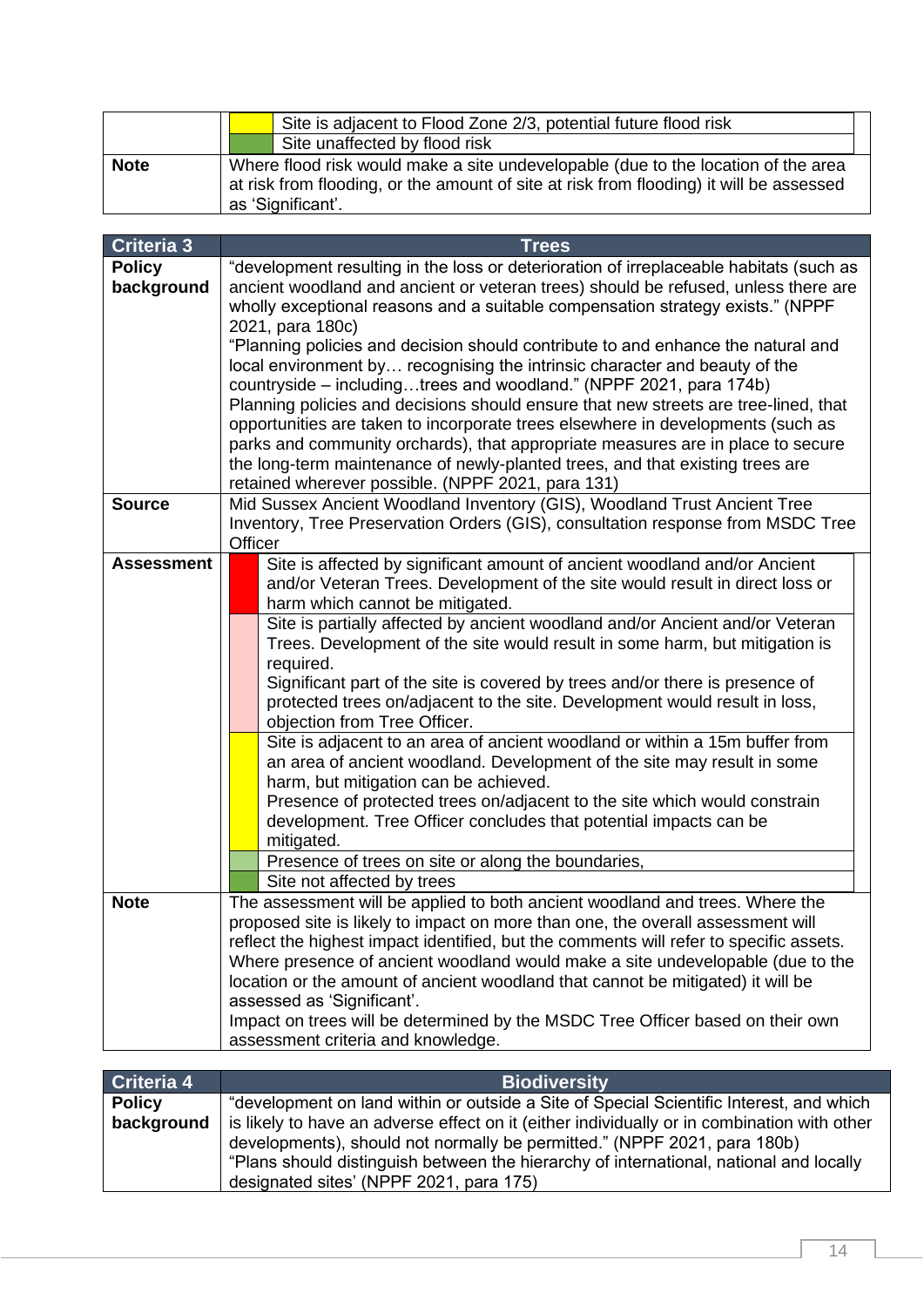| | |
|---|---|
| | (yellow) Site is adjacent to Flood Zone 2/3, potential future flood risk |
| | (green) Site unaffected by flood risk |
| **Note** | Where flood risk would make a site undevelopable (due to the location of the area at risk from flooding, or the amount of site at risk from flooding) it will be assessed as 'Significant'. |

| **Criteria 3** | **Trees** |
|---|---|
| **Policy background** | "development resulting in the loss or deterioration of irreplaceable habitats (such as ancient woodland and ancient or veteran trees) should be refused, unless there are wholly exceptional reasons and a suitable compensation strategy exists." (NPPF 2021, para 180c)<br>"Planning policies and decision should contribute to and enhance the natural and local environment by… recognising the intrinsic character and beauty of the countryside – including…trees and woodland." (NPPF 2021, para 174b)<br>Planning policies and decisions should ensure that new streets are tree-lined, that opportunities are taken to incorporate trees elsewhere in developments (such as parks and community orchards), that appropriate measures are in place to secure the long-term maintenance of newly-planted trees, and that existing trees are retained wherever possible. (NPPF 2021, para 131) |
| **Source** | Mid Sussex Ancient Woodland Inventory (GIS), Woodland Trust Ancient Tree Inventory, Tree Preservation Orders (GIS), consultation response from MSDC Tree Officer |
| **Assessment** | (red) Site is affected by significant amount of ancient woodland and/or Ancient and/or Veteran Trees. Development of the site would result in direct loss or harm which cannot be mitigated. |
| | (pink) Site is partially affected by ancient woodland and/or Ancient and/or Veteran Trees. Development of the site would result in some harm, but mitigation is required.<br>Significant part of the site is covered by trees and/or there is presence of protected trees on/adjacent to the site. Development would result in loss, objection from Tree Officer. |
| | (yellow) Site is adjacent to an area of ancient woodland or within a 15m buffer from an area of ancient woodland. Development of the site may result in some harm, but mitigation can be achieved.<br>Presence of protected trees on/adjacent to the site which would constrain development. Tree Officer concludes that potential impacts can be mitigated. |
| | (light green) Presence of trees on site or along the boundaries, |
| | (green) Site not affected by trees |
| **Note** | The assessment will be applied to both ancient woodland and trees. Where the proposed site is likely to impact on more than one, the overall assessment will reflect the highest impact identified, but the comments will refer to specific assets.<br>Where presence of ancient woodland would make a site undevelopable (due to the location or the amount of ancient woodland that cannot be mitigated) it will be assessed as 'Significant'.<br>Impact on trees will be determined by the MSDC Tree Officer based on their own assessment criteria and knowledge. |

| **Criteria 4** | **Biodiversity** |
|---|---|
| **Policy background** | "development on land within or outside a Site of Special Scientific Interest, and which is likely to have an adverse effect on it (either individually or in combination with other developments), should not normally be permitted." (NPPF 2021, para 180b)<br>"Plans should distinguish between the hierarchy of international, national and locally designated sites' (NPPF 2021, para 175) |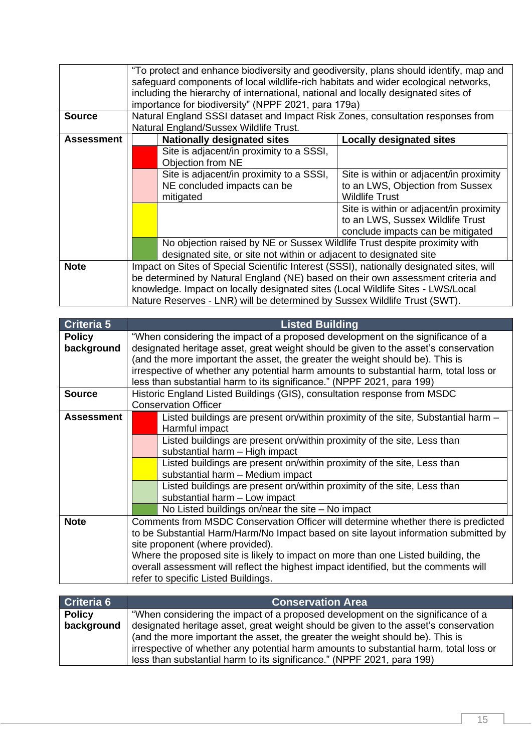| | |
|---|---|
| | "To protect and enhance biodiversity and geodiversity, plans should identify, map and safeguard components of local wildlife-rich habitats and wider ecological networks, including the hierarchy of international, national and locally designated sites of importance for biodiversity" (NPPF 2021, para 179a) |
| **Source** | Natural England SSSI dataset and Impact Risk Zones, consultation responses from Natural England/Sussex Wildlife Trust. |
| **Assessment** | |
| **Note** | Impact on Sites of Special Scientific Interest (SSSI), nationally designated sites, will be determined by Natural England (NE) based on their own assessment criteria and knowledge. Impact on locally designated sites (Local Wildlife Sites - LWS/Local Nature Reserves - LNR) will be determined by Sussex Wildlife Trust (SWT). |

Assessment:

| Colour | Nationally designated sites | Locally designated sites |
|---|---|---|
| Red | Site is adjacent/in proximity to a SSSI, Objection from NE | |
| Pink | Site is adjacent/in proximity to a SSSI, NE concluded impacts can be mitigated | Site is within or adjacent/in proximity to an LWS, Objection from Sussex Wildlife Trust |
| Yellow | | Site is within or adjacent/in proximity to an LWS, Sussex Wildlife Trust conclude impacts can be mitigated |
| Dark green | No objection raised by NE or Sussex Wildlife Trust despite proximity with designated site, or site not within or adjacent to designated site | |

| **Criteria 5** | **Listed Building** |
|---|---|
| **Policy background** | "When considering the impact of a proposed development on the significance of a designated heritage asset, great weight should be given to the asset's conservation (and the more important the asset, the greater the weight should be). This is irrespective of whether any potential harm amounts to substantial harm, total loss or less than substantial harm to its significance." (NPPF 2021, para 199) |
| **Source** | Historic England Listed Buildings (GIS), consultation response from MSDC Conservation Officer |
| **Assessment** | |
| **Note** | Comments from MSDC Conservation Officer will determine whether there is predicted to be Substantial Harm/Harm/No Impact based on site layout information submitted by site proponent (where provided).<br>Where the proposed site is likely to impact on more than one Listed building, the overall assessment will reflect the highest impact identified, but the comments will refer to specific Listed Buildings. |

Assessment:

| Colour | Description |
|---|---|
| Red | Listed buildings are present on/within proximity of the site, Substantial harm – Harmful impact |
| Pink | Listed buildings are present on/within proximity of the site, Less than substantial harm – High impact |
| Yellow | Listed buildings are present on/within proximity of the site, Less than substantial harm – Medium impact |
| Light green | Listed buildings are present on/within proximity of the site, Less than substantial harm – Low impact |
| Dark green | No Listed buildings on/near the site – No impact |

| **Criteria 6** | **Conservation Area** |
|---|---|
| **Policy background** | "When considering the impact of a proposed development on the significance of a designated heritage asset, great weight should be given to the asset's conservation (and the more important the asset, the greater the weight should be). This is irrespective of whether any potential harm amounts to substantial harm, total loss or less than substantial harm to its significance." (NPPF 2021, para 199) |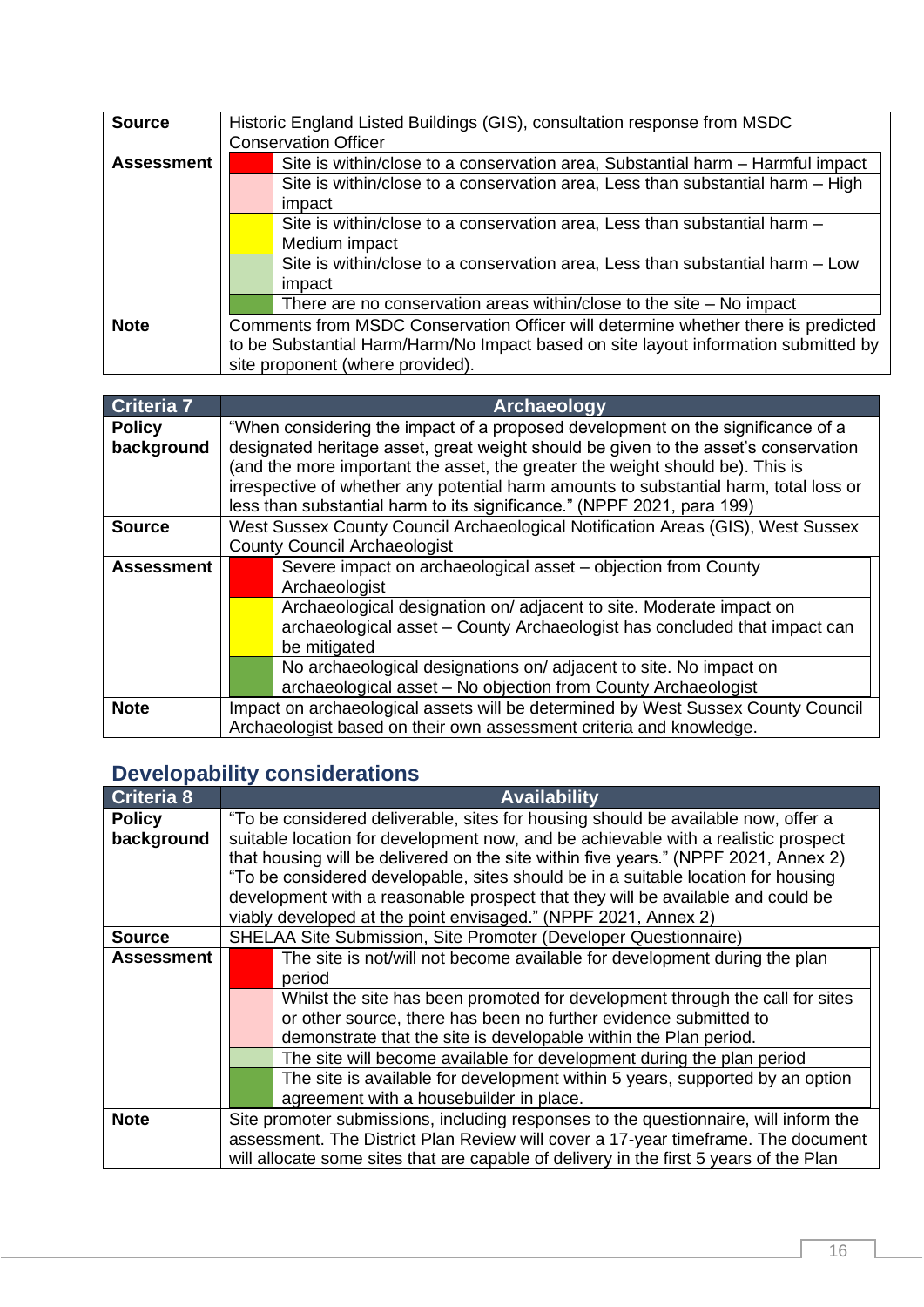| Source | Historic England Listed Buildings (GIS), consultation response from MSDC Conservation Officer |
|---|---|
| Assessment | (Red) Site is within/close to a conservation area, Substantial harm – Harmful impact<br>(Pink) Site is within/close to a conservation area, Less than substantial harm – High impact<br>(Yellow) Site is within/close to a conservation area, Less than substantial harm – Medium impact<br>(Light green) Site is within/close to a conservation area, Less than substantial harm – Low impact<br>(Green) There are no conservation areas within/close to the site – No impact |
| Note | Comments from MSDC Conservation Officer will determine whether there is predicted to be Substantial Harm/Harm/No Impact based on site layout information submitted by site proponent (where provided). |

| Criteria 7 | Archaeology |
|---|---|
| Policy background | "When considering the impact of a proposed development on the significance of a designated heritage asset, great weight should be given to the asset's conservation (and the more important the asset, the greater the weight should be). This is irrespective of whether any potential harm amounts to substantial harm, total loss or less than substantial harm to its significance." (NPPF 2021, para 199) |
| Source | West Sussex County Council Archaeological Notification Areas (GIS), West Sussex County Council Archaeologist |
| Assessment | (Red) Severe impact on archaeological asset – objection from County Archaeologist<br>(Yellow) Archaeological designation on/ adjacent to site. Moderate impact on archaeological asset – County Archaeologist has concluded that impact can be mitigated<br>(Green) No archaeological designations on/ adjacent to site. No impact on archaeological asset – No objection from County Archaeologist |
| Note | Impact on archaeological assets will be determined by West Sussex County Council Archaeologist based on their own assessment criteria and knowledge. |

## Developability considerations

| Criteria 8 | Availability |
|---|---|
| Policy background | "To be considered deliverable, sites for housing should be available now, offer a suitable location for development now, and be achievable with a realistic prospect that housing will be delivered on the site within five years." (NPPF 2021, Annex 2)<br>"To be considered developable, sites should be in a suitable location for housing development with a reasonable prospect that they will be available and could be viably developed at the point envisaged." (NPPF 2021, Annex 2) |
| Source | SHELAA Site Submission, Site Promoter (Developer Questionnaire) |
| Assessment | (Red) The site is not/will not become available for development during the plan period<br>(Pink) Whilst the site has been promoted for development through the call for sites or other source, there has been no further evidence submitted to demonstrate that the site is developable within the Plan period.<br>(Light green) The site will become available for development during the plan period<br>(Green) The site is available for development within 5 years, supported by an option agreement with a housebuilder in place. |
| Note | Site promoter submissions, including responses to the questionnaire, will inform the assessment. The District Plan Review will cover a 17-year timeframe. The document will allocate some sites that are capable of delivery in the first 5 years of the Plan |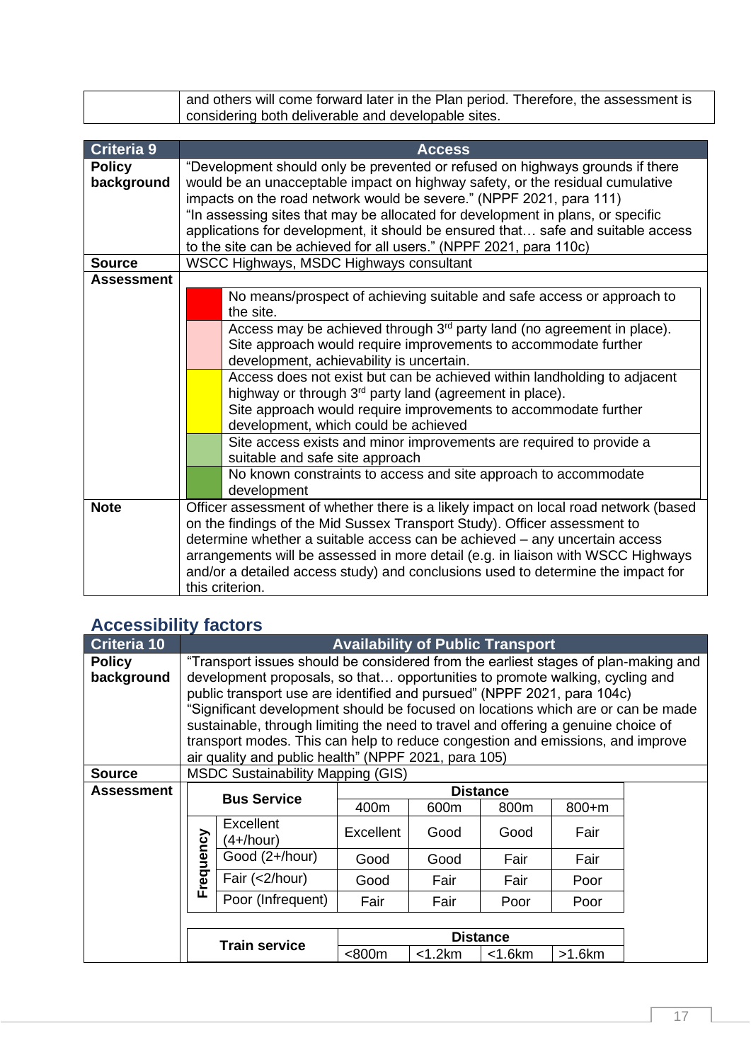| | and others will come forward later in the Plan period. Therefore, the assessment is considering both deliverable and developable sites. |
|---|---|

| Criteria 9 | Access |
|---|---|
| **Policy background** | "Development should only be prevented or refused on highways grounds if there would be an unacceptable impact on highway safety, or the residual cumulative impacts on the road network would be severe." (NPPF 2021, para 111)<br>"In assessing sites that may be allocated for development in plans, or specific applications for development, it should be ensured that… safe and suitable access to the site can be achieved for all users." (NPPF 2021, para 110c) |
| **Source** | WSCC Highways, MSDC Highways consultant |
| **Assessment** | |

| Rating (colour) | Description |
|---|---|
| Red | No means/prospect of achieving suitable and safe access or approach to the site. |
| Pink | Access may be achieved through 3rd party land (no agreement in place). Site approach would require improvements to accommodate further development, achievability is uncertain. |
| Yellow | Access does not exist but can be achieved within landholding to adjacent highway or through 3rd party land (agreement in place). Site approach would require improvements to accommodate further development, which could be achieved |
| Light green | Site access exists and minor improvements are required to provide a suitable and safe site approach |
| Dark green | No known constraints to access and site approach to accommodate development |

| | |
|---|---|
| **Note** | Officer assessment of whether there is a likely impact on local road network (based on the findings of the Mid Sussex Transport Study). Officer assessment to determine whether a suitable access can be achieved – any uncertain access arrangements will be assessed in more detail (e.g. in liaison with WSCC Highways and/or a detailed access study) and conclusions used to determine the impact for this criterion. |

## Accessibility factors

| Criteria 10 | Availability of Public Transport |
|---|---|
| **Policy background** | "Transport issues should be considered from the earliest stages of plan-making and development proposals, so that… opportunities to promote walking, cycling and public transport use are identified and pursued" (NPPF 2021, para 104c)<br>"Significant development should be focused on locations which are or can be made sustainable, through limiting the need to travel and offering a genuine choice of transport modes. This can help to reduce congestion and emissions, and improve air quality and public health" (NPPF 2021, para 105) |
| **Source** | MSDC Sustainability Mapping (GIS) |
| **Assessment** | |

| Bus Service | | Distance | | | |
|---|---|---|---|---|---|
| | | 400m | 600m | 800m | 800+m |
| Frequency | Excellent (4+/hour) | Excellent | Good | Good | Fair |
| | Good (2+/hour) | Good | Good | Fair | Fair |
| | Fair (<2/hour) | Good | Fair | Fair | Poor |
| | Poor (Infrequent) | Fair | Fair | Poor | Poor |

| Train service | Distance | | | |
|---|---|---|---|---|
| | <800m | <1.2km | <1.6km | >1.6km |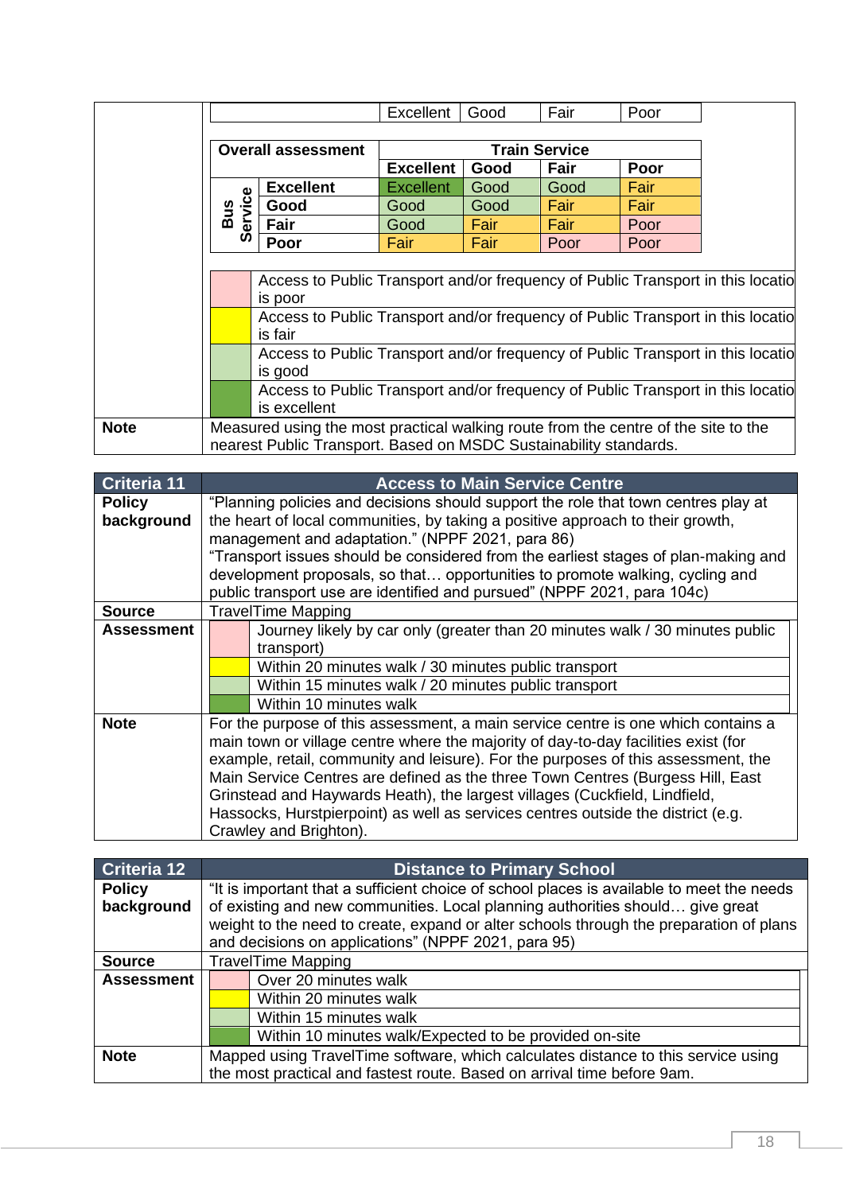| | Excellent | Good | Fair | Poor |
|---|---|---|---|---|

| Overall assessment | | Train Service | | | |
|---|---|---|---|---|---|
| | | Excellent | Good | Fair | Poor |
| Bus Service | Excellent | Excellent | Good | Good | Fair |
| | Good | Good | Good | Fair | Fair |
| | Fair | Good | Fair | Fair | Poor |
| | Poor | Fair | Fair | Poor | Poor |

| Colour | Description |
|---|---|
| (pink) | Access to Public Transport and/or frequency of Public Transport in this location is poor |
| (yellow) | Access to Public Transport and/or frequency of Public Transport in this location is fair |
| (light green) | Access to Public Transport and/or frequency of Public Transport in this location is good |
| (dark green) | Access to Public Transport and/or frequency of Public Transport in this location is excellent |

| | |
|---|---|
| **Note** | Measured using the most practical walking route from the centre of the site to the nearest Public Transport. Based on MSDC Sustainability standards. |

| **Criteria 11** | **Access to Main Service Centre** |
|---|---|
| **Policy background** | "Planning policies and decisions should support the role that town centres play at the heart of local communities, by taking a positive approach to their growth, management and adaptation." (NPPF 2021, para 86)<br>"Transport issues should be considered from the earliest stages of plan-making and development proposals, so that… opportunities to promote walking, cycling and public transport use are identified and pursued" (NPPF 2021, para 104c) |
| **Source** | TravelTime Mapping |
| **Assessment** | (pink) Journey likely by car only (greater than 20 minutes walk / 30 minutes public transport)<br>(yellow) Within 20 minutes walk / 30 minutes public transport<br>(light green) Within 15 minutes walk / 20 minutes public transport<br>(dark green) Within 10 minutes walk |
| **Note** | For the purpose of this assessment, a main service centre is one which contains a main town or village centre where the majority of day-to-day facilities exist (for example, retail, community and leisure). For the purposes of this assessment, the Main Service Centres are defined as the three Town Centres (Burgess Hill, East Grinstead and Haywards Heath), the largest villages (Cuckfield, Lindfield, Hassocks, Hurstpierpoint) as well as services centres outside the district (e.g. Crawley and Brighton). |

| **Criteria 12** | **Distance to Primary School** |
|---|---|
| **Policy background** | "It is important that a sufficient choice of school places is available to meet the needs of existing and new communities. Local planning authorities should… give great weight to the need to create, expand or alter schools through the preparation of plans and decisions on applications" (NPPF 2021, para 95) |
| **Source** | TravelTime Mapping |
| **Assessment** | (pink) Over 20 minutes walk<br>(yellow) Within 20 minutes walk<br>(light green) Within 15 minutes walk<br>(dark green) Within 10 minutes walk/Expected to be provided on-site |
| **Note** | Mapped using TravelTime software, which calculates distance to this service using the most practical and fastest route. Based on arrival time before 9am. |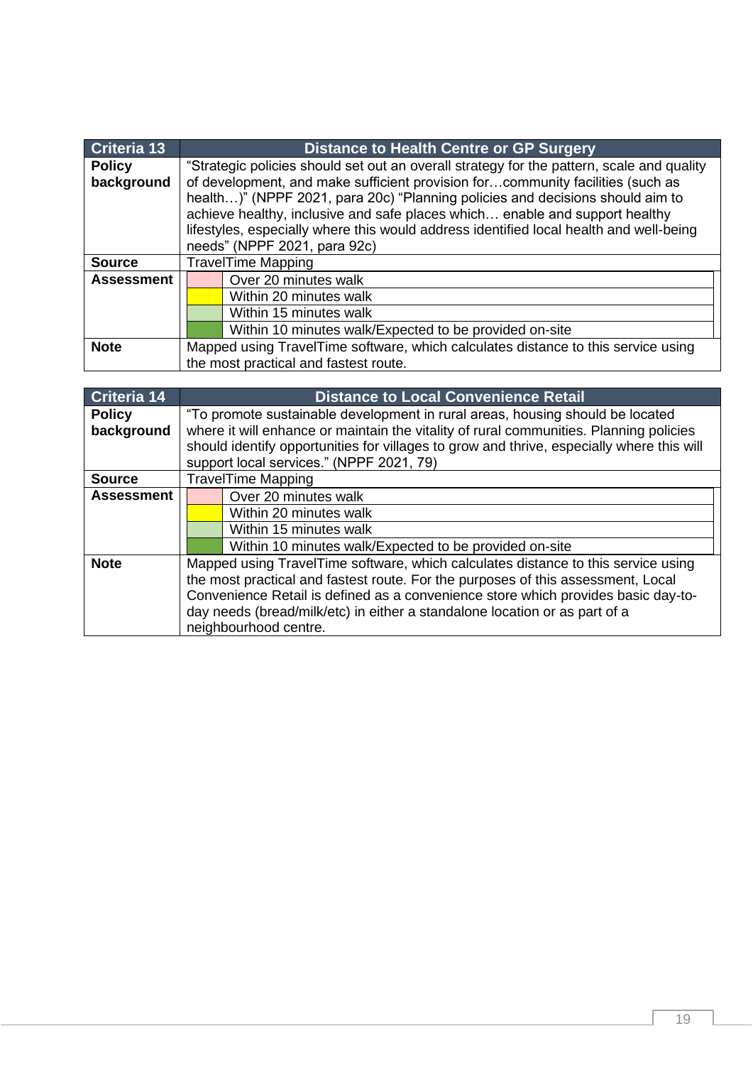| Criteria 13 | Distance to Health Centre or GP Surgery |
|---|---|
| **Policy background** | "Strategic policies should set out an overall strategy for the pattern, scale and quality of development, and make sufficient provision for…community facilities (such as health…)" (NPPF 2021, para 20c) "Planning policies and decisions should aim to achieve healthy, inclusive and safe places which… enable and support healthy lifestyles, especially where this would address identified local health and well-being needs" (NPPF 2021, para 92c) |
| **Source** | TravelTime Mapping |
| **Assessment** | Over 20 minutes walk<br>Within 20 minutes walk<br>Within 15 minutes walk<br>Within 10 minutes walk/Expected to be provided on-site |
| **Note** | Mapped using TravelTime software, which calculates distance to this service using the most practical and fastest route. |

| Criteria 14 | Distance to Local Convenience Retail |
|---|---|
| **Policy background** | "To promote sustainable development in rural areas, housing should be located where it will enhance or maintain the vitality of rural communities. Planning policies should identify opportunities for villages to grow and thrive, especially where this will support local services." (NPPF 2021, 79) |
| **Source** | TravelTime Mapping |
| **Assessment** | Over 20 minutes walk<br>Within 20 minutes walk<br>Within 15 minutes walk<br>Within 10 minutes walk/Expected to be provided on-site |
| **Note** | Mapped using TravelTime software, which calculates distance to this service using the most practical and fastest route. For the purposes of this assessment, Local Convenience Retail is defined as a convenience store which provides basic day-to-day needs (bread/milk/etc) in either a standalone location or as part of a neighbourhood centre. |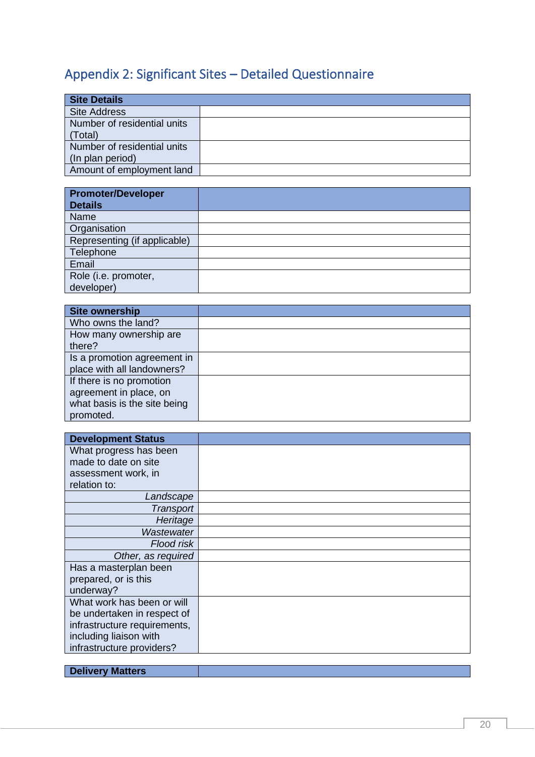## Appendix 2: Significant Sites – Detailed Questionnaire

| **Site Details** | |
|---|---|
| Site Address | |
| Number of residential units (Total) | |
| Number of residential units (In plan period) | |
| Amount of employment land | |

| **Promoter/Developer Details** | |
|---|---|
| Name | |
| Organisation | |
| Representing (if applicable) | |
| Telephone | |
| Email | |
| Role (i.e. promoter, developer) | |

| **Site ownership** | |
|---|---|
| Who owns the land? | |
| How many ownership are there? | |
| Is a promotion agreement in place with all landowners? | |
| If there is no promotion agreement in place, on what basis is the site being promoted. | |

| **Development Status** | |
|---|---|
| What progress has been made to date on site assessment work, in relation to: | |
| *Landscape* | |
| *Transport* | |
| *Heritage* | |
| *Wastewater* | |
| *Flood risk* | |
| *Other, as required* | |
| Has a masterplan been prepared, or is this underway? | |
| What work has been or will be undertaken in respect of infrastructure requirements, including liaison with infrastructure providers? | |

| **Delivery Matters** | |
|---|---|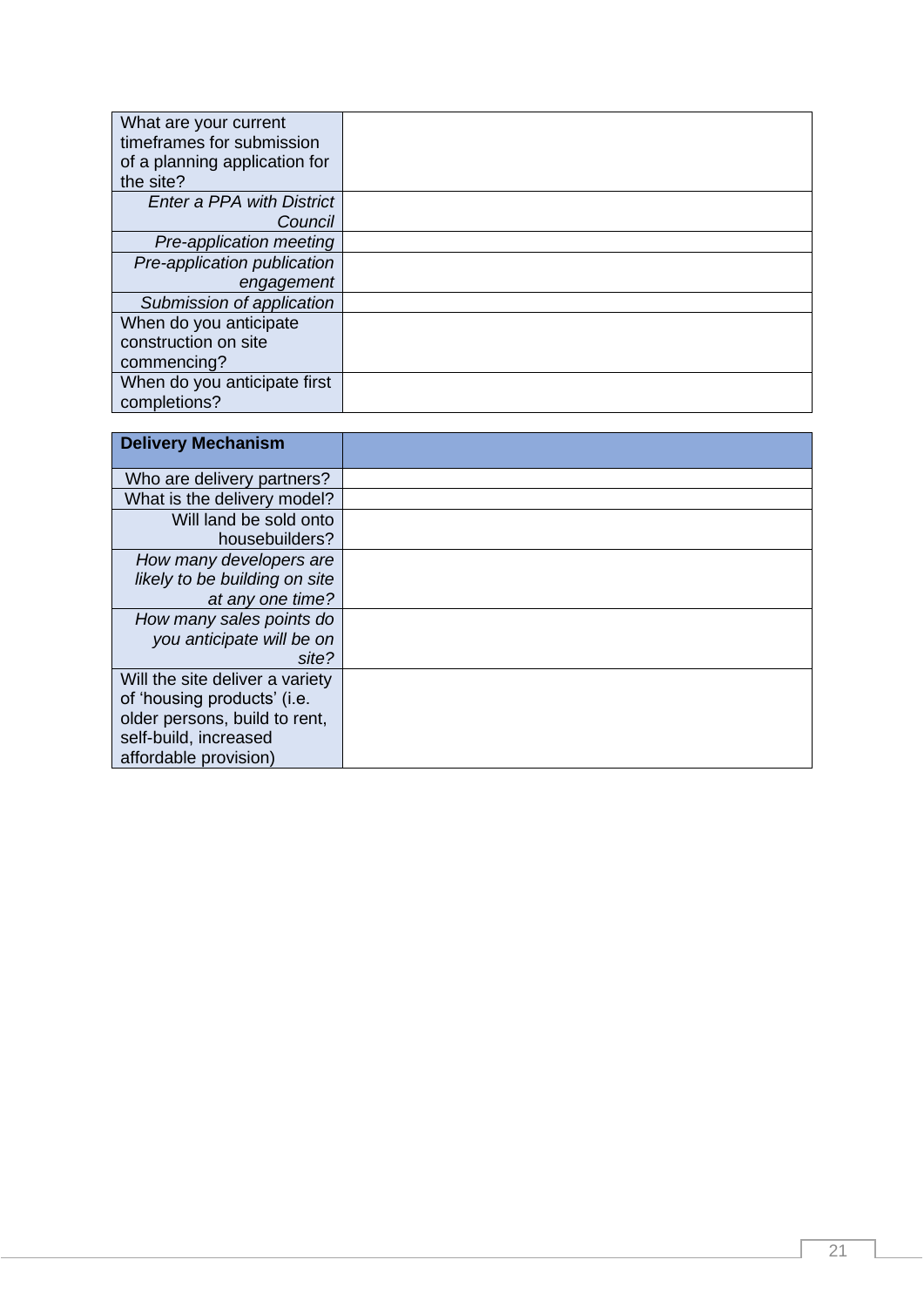| What are your current timeframes for submission of a planning application for the site? | |
|---|---|
| *Enter a PPA with District Council* | |
| *Pre-application meeting* | |
| *Pre-application publication engagement* | |
| *Submission of application* | |
| When do you anticipate construction on site commencing? | |
| When do you anticipate first completions? | |

| **Delivery Mechanism** | |
|---|---|
| Who are delivery partners? | |
| What is the delivery model? | |
| Will land be sold onto housebuilders? | |
| *How many developers are likely to be building on site at any one time?* | |
| *How many sales points do you anticipate will be on site?* | |
| Will the site deliver a variety of 'housing products' (i.e. older persons, build to rent, self-build, increased affordable provision) | |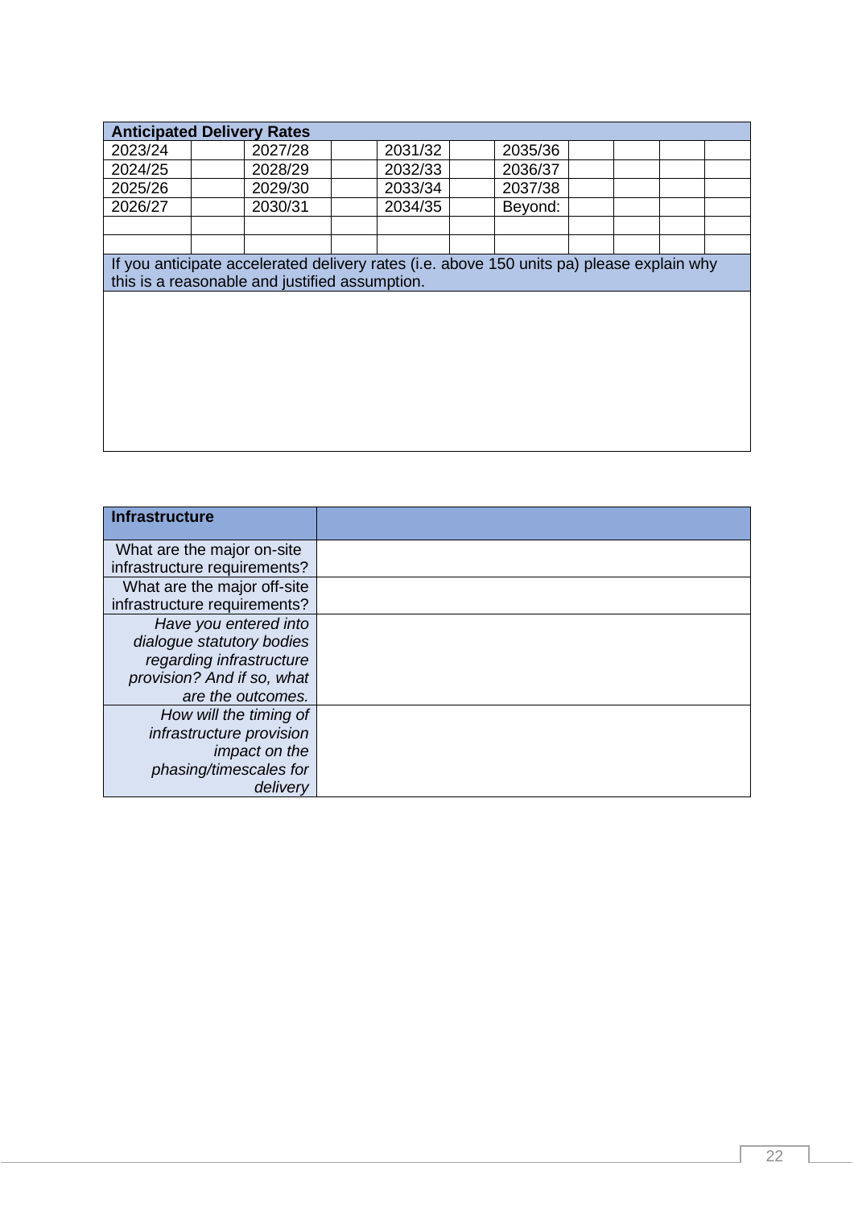| Anticipated Delivery Rates | | | | | | | | | | | |
|---|---|---|---|---|---|---|---|---|---|---|---|
| 2023/24 | | 2027/28 | | 2031/32 | | 2035/36 | | | | | |
| 2024/25 | | 2028/29 | | 2032/33 | | 2036/37 | | | | | |
| 2025/26 | | 2029/30 | | 2033/34 | | 2037/38 | | | | | |
| 2026/27 | | 2030/31 | | 2034/35 | | Beyond: | | | | | |
| | | | | | | | | | | | |
| | | | | | | | | | | | |

| If you anticipate accelerated delivery rates (i.e. above 150 units pa) please explain why this is a reasonable and justified assumption. |
|---|
| |

| Infrastructure | |
|---|---|
| What are the major on-site infrastructure requirements? | |
| What are the major off-site infrastructure requirements? | |
| *Have you entered into dialogue statutory bodies regarding infrastructure provision? And if so, what are the outcomes.* | |
| *How will the timing of infrastructure provision impact on the phasing/timescales for delivery* | |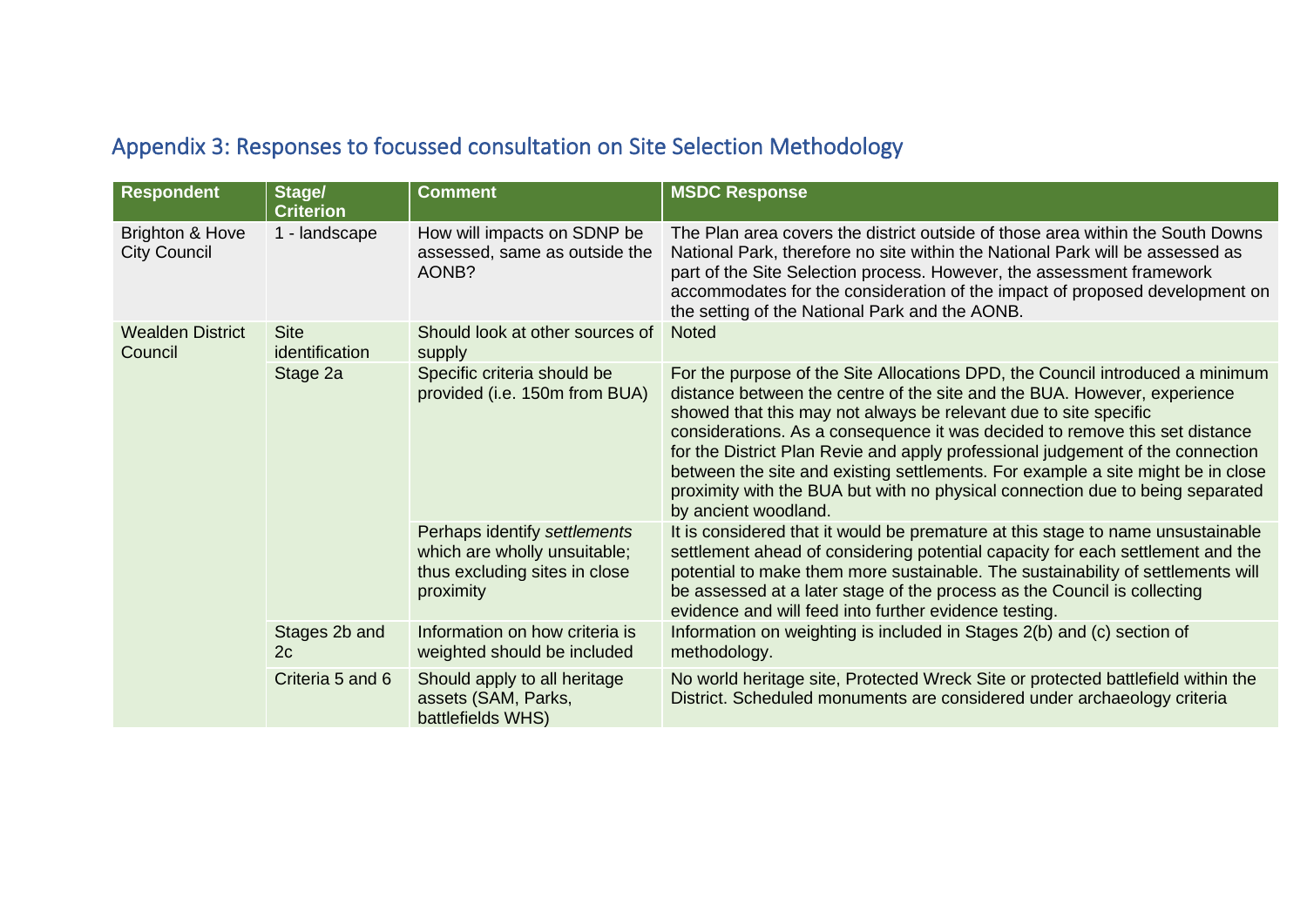## Appendix 3: Responses to focussed consultation on Site Selection Methodology

| Respondent | Stage/ Criterion | Comment | MSDC Response |
|---|---|---|---|
| Brighton & Hove City Council | 1 - landscape | How will impacts on SDNP be assessed, same as outside the AONB? | The Plan area covers the district outside of those area within the South Downs National Park, therefore no site within the National Park will be assessed as part of the Site Selection process. However, the assessment framework accommodates for the consideration of the impact of proposed development on the setting of the National Park and the AONB. |
| Wealden District Council | Site identification | Should look at other sources of supply | Noted |
| | Stage 2a | Specific criteria should be provided (i.e. 150m from BUA) | For the purpose of the Site Allocations DPD, the Council introduced a minimum distance between the centre of the site and the BUA. However, experience showed that this may not always be relevant due to site specific considerations. As a consequence it was decided to remove this set distance for the District Plan Revie and apply professional judgement of the connection between the site and existing settlements. For example a site might be in close proximity with the BUA but with no physical connection due to being separated by ancient woodland. |
| | | Perhaps identify *settlements* which are wholly unsuitable; thus excluding sites in close proximity | It is considered that it would be premature at this stage to name unsustainable settlement ahead of considering potential capacity for each settlement and the potential to make them more sustainable. The sustainability of settlements will be assessed at a later stage of the process as the Council is collecting evidence and will feed into further evidence testing. |
| | Stages 2b and 2c | Information on how criteria is weighted should be included | Information on weighting is included in Stages 2(b) and (c) section of methodology. |
| | Criteria 5 and 6 | Should apply to all heritage assets (SAM, Parks, battlefields WHS) | No world heritage site, Protected Wreck Site or protected battlefield within the District. Scheduled monuments are considered under archaeology criteria |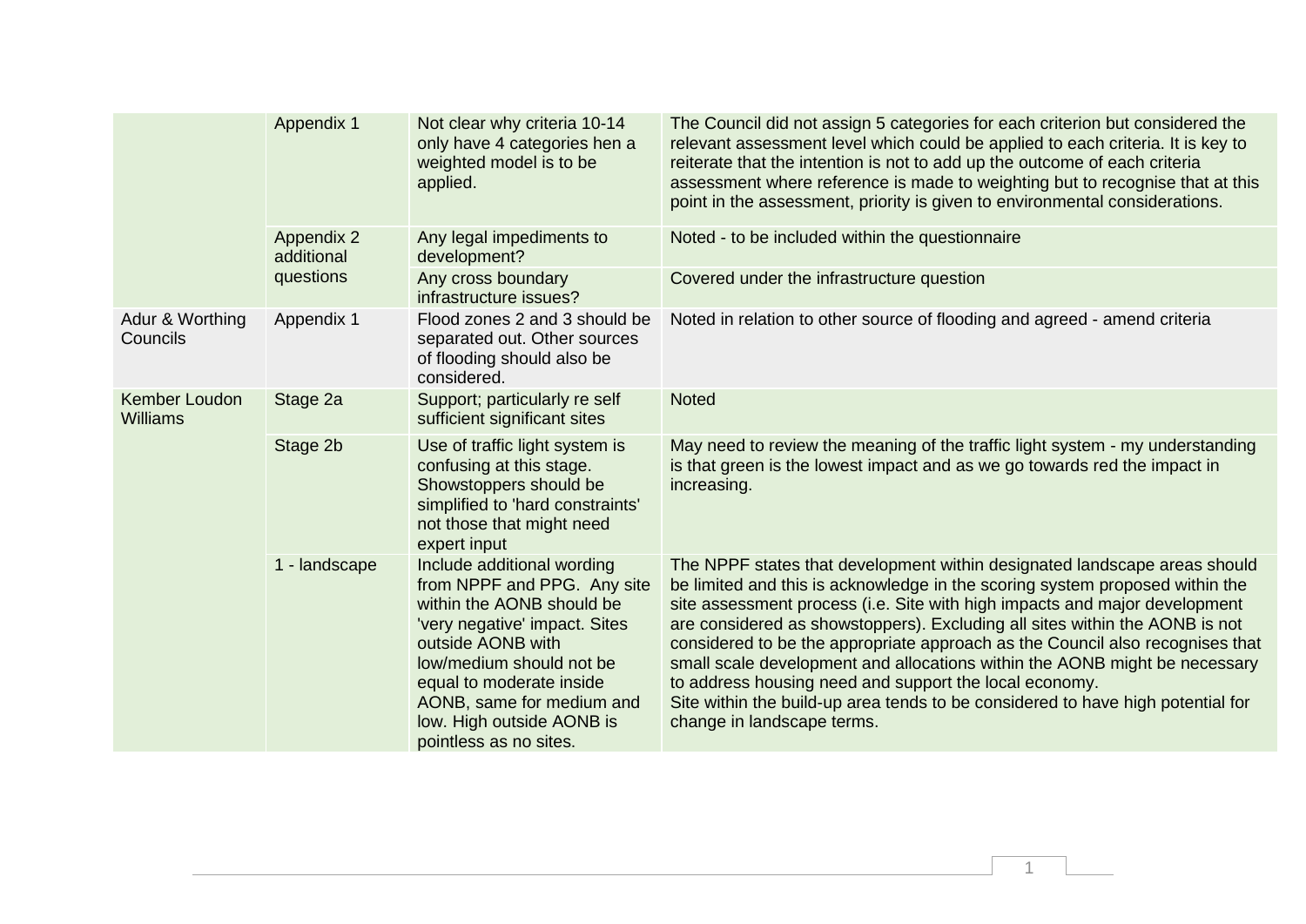| | | | |
|---|---|---|---|
| | Appendix 1 | Not clear why criteria 10-14 only have 4 categories hen a weighted model is to be applied. | The Council did not assign 5 categories for each criterion but considered the relevant assessment level which could be applied to each criteria. It is key to reiterate that the intention is not to add up the outcome of each criteria assessment where reference is made to weighting but to recognise that at this point in the assessment, priority is given to environmental considerations. |
| | Appendix 2 additional questions | Any legal impediments to development? | Noted - to be included within the questionnaire |
| | | Any cross boundary infrastructure issues? | Covered under the infrastructure question |
| Adur & Worthing Councils | Appendix 1 | Flood zones 2 and 3 should be separated out. Other sources of flooding should also be considered. | Noted in relation to other source of flooding and agreed - amend criteria |
| Kember Loudon Williams | Stage 2a | Support; particularly re self sufficient significant sites | Noted |
| | Stage 2b | Use of traffic light system is confusing at this stage. Showstoppers should be simplified to 'hard constraints' not those that might need expert input | May need to review the meaning of the traffic light system - my understanding is that green is the lowest impact and as we go towards red the impact in increasing. |
| | 1 - landscape | Include additional wording from NPPF and PPG. Any site within the AONB should be 'very negative' impact. Sites outside AONB with low/medium should not be equal to moderate inside AONB, same for medium and low. High outside AONB is pointless as no sites. | The NPPF states that development within designated landscape areas should be limited and this is acknowledge in the scoring system proposed within the site assessment process (i.e. Site with high impacts and major development are considered as showstoppers). Excluding all sites within the AONB is not considered to be the appropriate approach as the Council also recognises that small scale development and allocations within the AONB might be necessary to address housing need and support the local economy.<br>Site within the build-up area tends to be considered to have high potential for change in landscape terms. |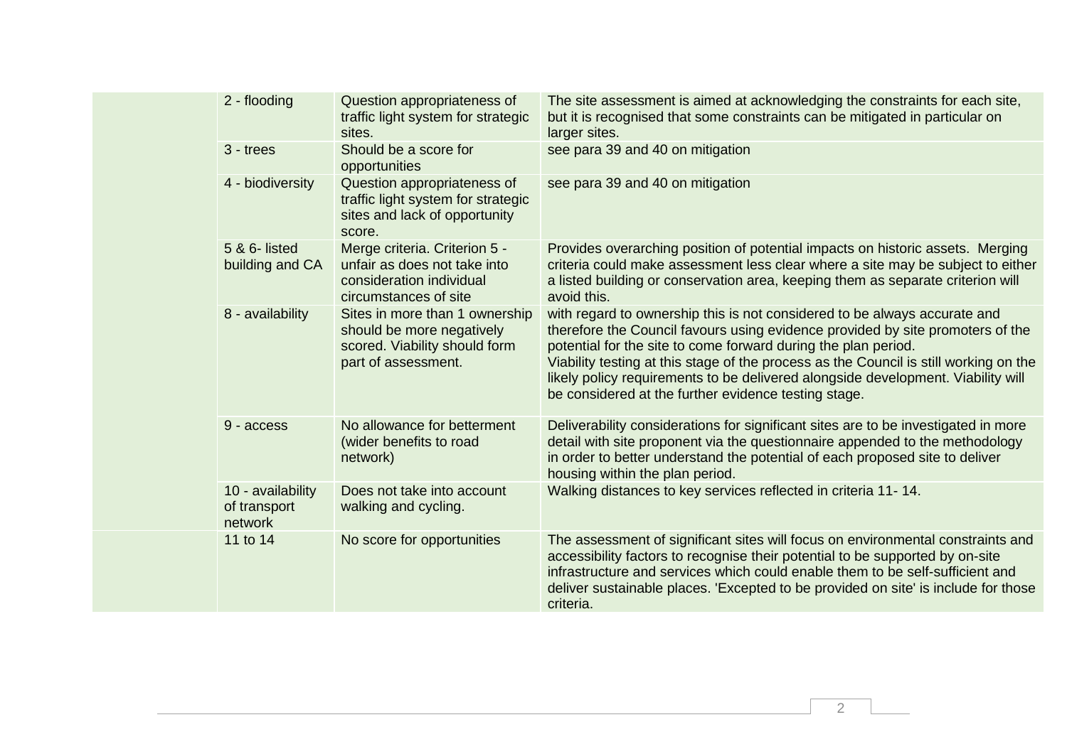| | | | |
|---|---|---|---|
| | 2 - flooding | Question appropriateness of traffic light system for strategic sites. | The site assessment is aimed at acknowledging the constraints for each site, but it is recognised that some constraints can be mitigated in particular on larger sites. |
| | 3 - trees | Should be a score for opportunities | see para 39 and 40 on mitigation |
| | 4 - biodiversity | Question appropriateness of traffic light system for strategic sites and lack of opportunity score. | see para 39 and 40 on mitigation |
| | 5 & 6- listed building and CA | Merge criteria. Criterion 5 - unfair as does not take into consideration individual circumstances of site | Provides overarching position of potential impacts on historic assets. Merging criteria could make assessment less clear where a site may be subject to either a listed building or conservation area, keeping them as separate criterion will avoid this. |
| | 8 - availability | Sites in more than 1 ownership should be more negatively scored. Viability should form part of assessment. | with regard to ownership this is not considered to be always accurate and therefore the Council favours using evidence provided by site promoters of the potential for the site to come forward during the plan period. Viability testing at this stage of the process as the Council is still working on the likely policy requirements to be delivered alongside development. Viability will be considered at the further evidence testing stage. |
| | 9 - access | No allowance for betterment (wider benefits to road network) | Deliverability considerations for significant sites are to be investigated in more detail with site proponent via the questionnaire appended to the methodology in order to better understand the potential of each proposed site to deliver housing within the plan period. |
| | 10 - availability of transport network | Does not take into account walking and cycling. | Walking distances to key services reflected in criteria 11- 14. |
| | 11 to 14 | No score for opportunities | The assessment of significant sites will focus on environmental constraints and accessibility factors to recognise their potential to be supported by on-site infrastructure and services which could enable them to be self-sufficient and deliver sustainable places. 'Excepted to be provided on site' is include for those criteria. |